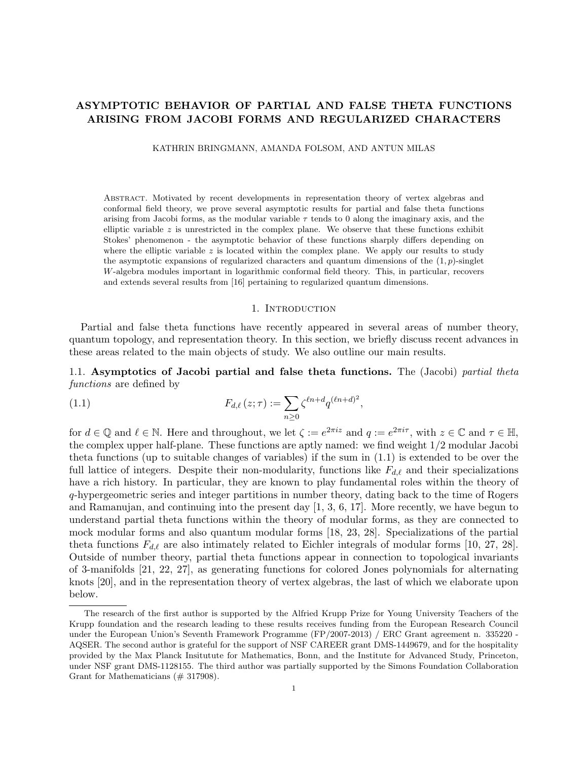# ASYMPTOTIC BEHAVIOR OF PARTIAL AND FALSE THETA FUNCTIONS ARISING FROM JACOBI FORMS AND REGULARIZED CHARACTERS

KATHRIN BRINGMANN, AMANDA FOLSOM, AND ANTUN MILAS

Abstract. Motivated by recent developments in representation theory of vertex algebras and conformal field theory, we prove several asymptotic results for partial and false theta functions arising from Jacobi forms, as the modular variable $\tau$ tends to 0 along the imaginary axis, and the elliptic variable $z$ is unrestricted in the complex plane. We observe that these functions exhibit Stokes' phenomenon - the asymptotic behavior of these functions sharply differs depending on where the elliptic variable $z$ is located within the complex plane. We apply our results to study the asymptotic expansions of regularized characters and quantum dimensions of the $(1, p)$-singlet $W$-algebra modules important in logarithmic conformal field theory. This, in particular, recovers and extends several results from [16] pertaining to regularized quantum dimensions.

## 1. Introduction

Partial and false theta functions have recently appeared in several areas of number theory, quantum topology, and representation theory. In this section, we briefly discuss recent advances in these areas related to the main objects of study. We also outline our main results.

### 1.1. Asymptotics of Jacobi partial and false theta functions.

The (Jacobi) *partial theta functions* are defined by

$$F_{d,\ell}(z;\tau) := \sum_{n\geq 0} \zeta^{\ell n+d} q^{(\ell n+d)^2}, \tag{1.1}$$

for $d \in \mathbb{Q}$ and $\ell \in \mathbb{N}$. Here and throughout, we let $\zeta := e^{2\pi iz}$ and $q := e^{2\pi i\tau}$, with $z \in \mathbb{C}$ and $\tau \in \mathbb{H}$, the complex upper half-plane. These functions are aptly named: we find weight 1/2 modular Jacobi theta functions (up to suitable changes of variables) if the sum in (1.1) is extended to be over the full lattice of integers. Despite their non-modularity, functions like $F_{d,\ell}$ and their specializations have a rich history. In particular, they are known to play fundamental roles within the theory of $q$-hypergeometric series and integer partitions in number theory, dating back to the time of Rogers and Ramanujan, and continuing into the present day [1, 3, 6, 17]. More recently, we have begun to understand partial theta functions within the theory of modular forms, as they are connected to mock modular forms and also quantum modular forms [18, 23, 28]. Specializations of the partial theta functions $F_{d,\ell}$ are also intimately related to Eichler integrals of modular forms [10, 27, 28]. Outside of number theory, partial theta functions appear in connection to topological invariants of 3-manifolds [21, 22, 27], as generating functions for colored Jones polynomials for alternating knots [20], and in the representation theory of vertex algebras, the last of which we elaborate upon below.

---

The research of the first author is supported by the Alfried Krupp Prize for Young University Teachers of the Krupp foundation and the research leading to these results receives funding from the European Research Council under the European Union's Seventh Framework Programme (FP/2007-2013) / ERC Grant agreement n. 335220 - AQSER. The second author is grateful for the support of NSF CAREER grant DMS-1449679, and for the hospitality provided by the Max Planck Insitutute for Mathematics, Bonn, and the Institute for Advanced Study, Princeton, under NSF grant DMS-1128155. The third author was partially supported by the Simons Foundation Collaboration Grant for Mathematicians (# 317908).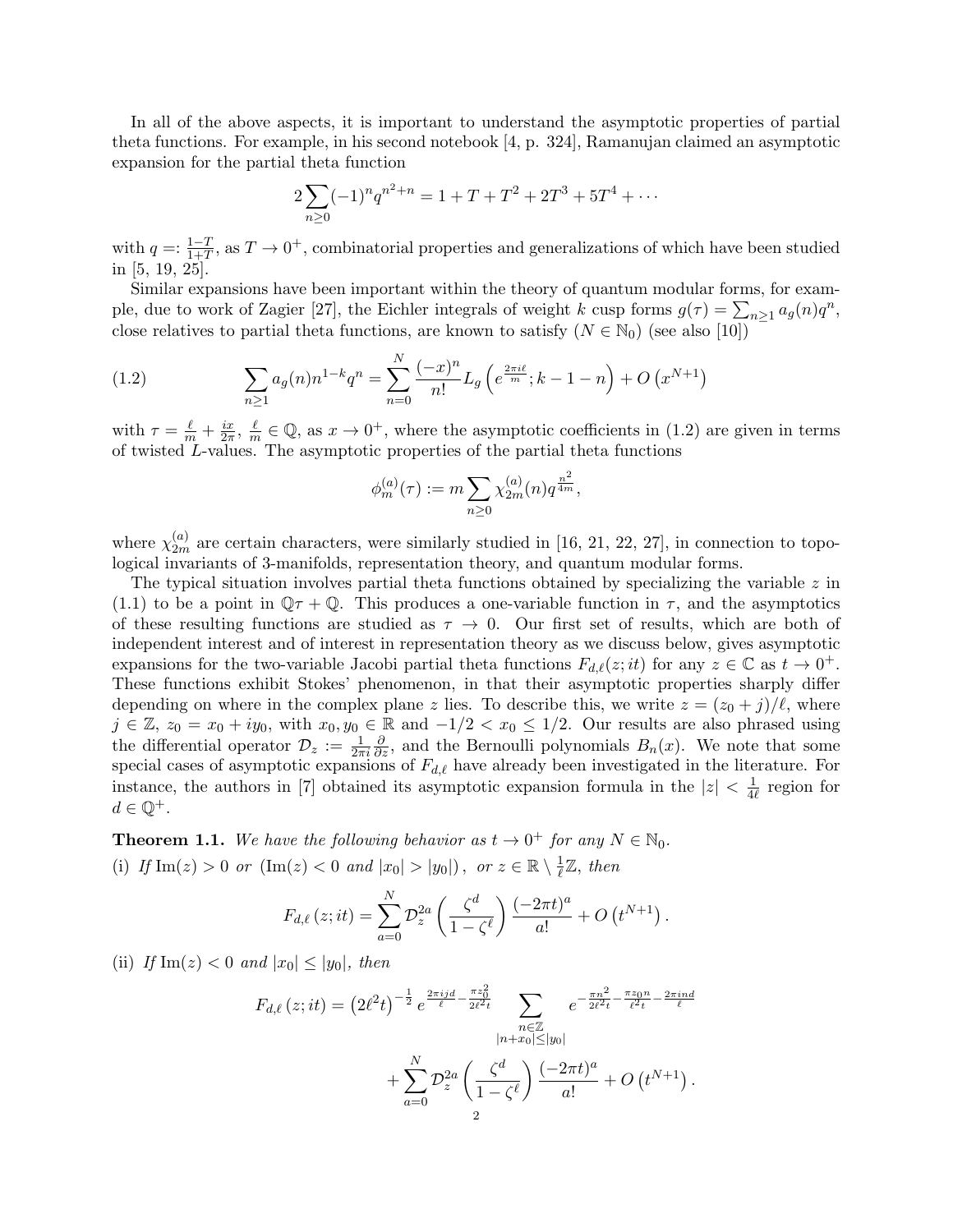In all of the above aspects, it is important to understand the asymptotic properties of partial theta functions. For example, in his second notebook [4, p. 324], Ramanujan claimed an asymptotic expansion for the partial theta function

$$2\sum_{n\geq 0}(-1)^n q^{n^2+n} = 1 + T + T^2 + 2T^3 + 5T^4 + \cdots$$

with $q =: \frac{1-T}{1+T}$, as $T \to 0^+$, combinatorial properties and generalizations of which have been studied in [5, 19, 25].

Similar expansions have been important within the theory of quantum modular forms, for example, due to work of Zagier [27], the Eichler integrals of weight $k$ cusp forms $g(\tau) = \sum_{n\geq 1} a_g(n)q^n$, close relatives to partial theta functions, are known to satisfy ($N \in \mathbb{N}_0$) (see also [10])

$$\sum_{n\geq 1} a_g(n) n^{1-k} q^n = \sum_{n=0}^{N} \frac{(-x)^n}{n!} L_g\left(e^{\frac{2\pi i \ell}{m}}; k-1-n\right) + O\left(x^{N+1}\right) \tag{1.2}$$

with $\tau = \frac{\ell}{m} + \frac{ix}{2\pi}$, $\frac{\ell}{m} \in \mathbb{Q}$, as $x \to 0^+$, where the asymptotic coefficients in (1.2) are given in terms of twisted $L$-values. The asymptotic properties of the partial theta functions

$$\phi_m^{(a)}(\tau) := m \sum_{n\geq 0} \chi_{2m}^{(a)}(n) q^{\frac{n^2}{4m}},$$

where $\chi_{2m}^{(a)}$ are certain characters, were similarly studied in [16, 21, 22, 27], in connection to topological invariants of 3-manifolds, representation theory, and quantum modular forms.

The typical situation involves partial theta functions obtained by specializing the variable $z$ in (1.1) to be a point in $\mathbb{Q}\tau + \mathbb{Q}$. This produces a one-variable function in $\tau$, and the asymptotics of these resulting functions are studied as $\tau \to 0$. Our first set of results, which are both of independent interest and of interest in representation theory as we discuss below, gives asymptotic expansions for the two-variable Jacobi partial theta functions $F_{d,\ell}(z; it)$ for any $z \in \mathbb{C}$ as $t \to 0^+$. These functions exhibit Stokes' phenomenon, in that their asymptotic properties sharply differ depending on where in the complex plane $z$ lies. To describe this, we write $z = (z_0 + j)/\ell$, where $j \in \mathbb{Z}$, $z_0 = x_0 + iy_0$, with $x_0, y_0 \in \mathbb{R}$ and $-1/2 < x_0 \leq 1/2$. Our results are also phrased using the differential operator $\mathcal{D}_z := \frac{1}{2\pi i}\frac{\partial}{\partial z}$, and the Bernoulli polynomials $B_n(x)$. We note that some special cases of asymptotic expansions of $F_{d,\ell}$ have already been investigated in the literature. For instance, the authors in [7] obtained its asymptotic expansion formula in the $|z| < \frac{1}{4\ell}$ region for $d \in \mathbb{Q}^+$.

**Theorem 1.1.** *We have the following behavior as $t \to 0^+$ for any $N \in \mathbb{N}_0$.*

(i) *If $\mathrm{Im}(z) > 0$ or $(\mathrm{Im}(z) < 0$ and $|x_0| > |y_0|)$, or $z \in \mathbb{R} \setminus \frac{1}{\ell}\mathbb{Z}$, then*

$$F_{d,\ell}(z; it) = \sum_{a=0}^{N} \mathcal{D}_z^{2a}\left(\frac{\zeta^d}{1-\zeta^\ell}\right)\frac{(-2\pi t)^a}{a!} + O\left(t^{N+1}\right).$$

(ii) *If $\mathrm{Im}(z) < 0$ and $|x_0| \leq |y_0|$, then*

$$F_{d,\ell}(z; it) = \left(2\ell^2 t\right)^{-\frac{1}{2}} e^{\frac{2\pi i j d}{\ell} - \frac{\pi z_0^2}{2\ell^2 t}} \sum_{\substack{n\in\mathbb{Z} \\ |n+x_0| \leq |y_0|}} e^{-\frac{\pi n^2}{2\ell^2 t} - \frac{\pi z_0 n}{\ell^2 t} - \frac{2\pi i n d}{\ell}}$$
$$+ \sum_{a=0}^{N} \mathcal{D}_z^{2a}\left(\frac{\zeta^d}{1-\zeta^\ell}\right)\frac{(-2\pi t)^a}{a!} + O\left(t^{N+1}\right).$$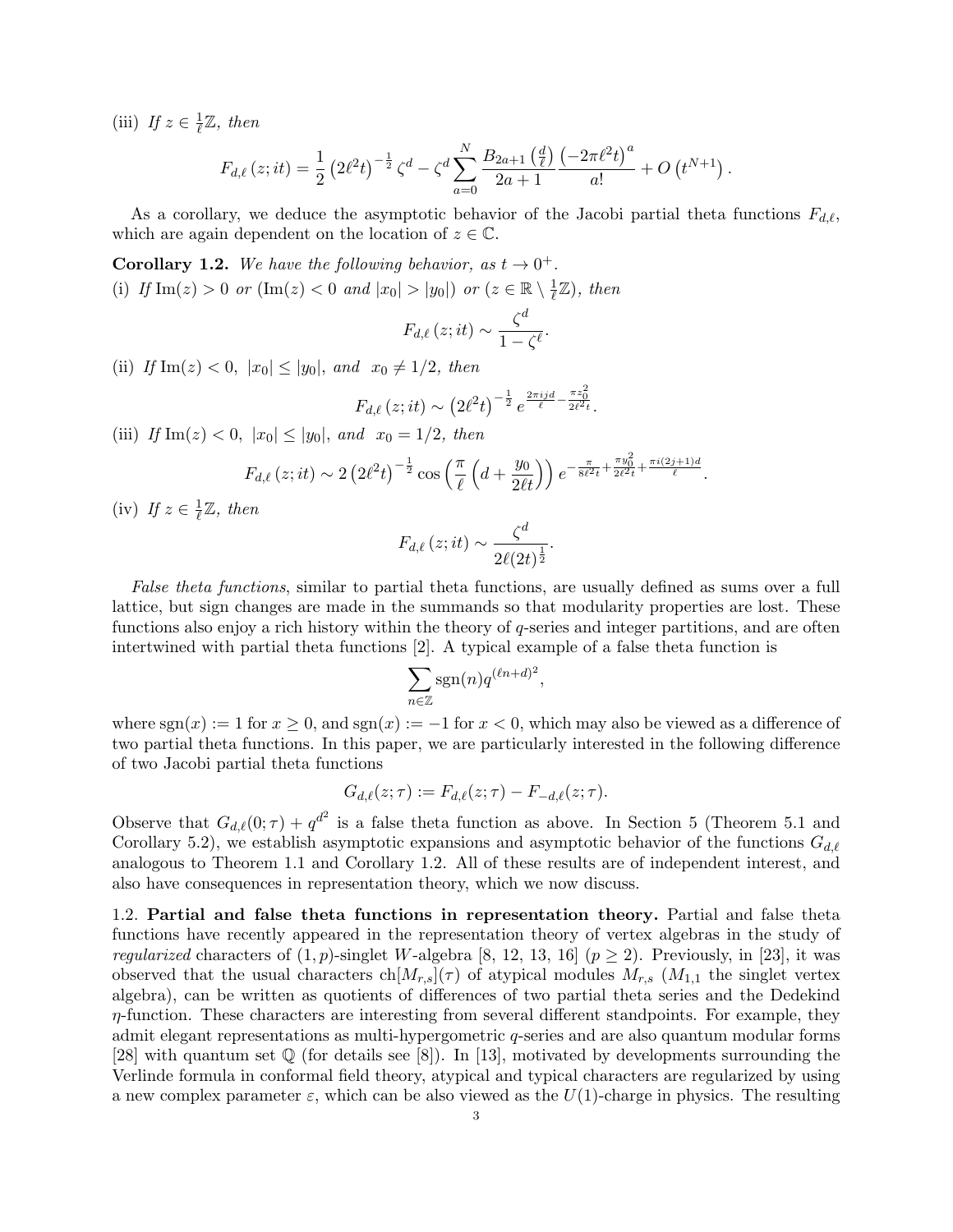(iii) *If $z \in \frac{1}{\ell}\mathbb{Z}$, then*

$$F_{d,\ell}(z;it) = \frac{1}{2}\left(2\ell^2 t\right)^{-\frac{1}{2}} \zeta^d - \zeta^d \sum_{a=0}^{N} \frac{B_{2a+1}\left(\frac{d}{\ell}\right)}{2a+1} \frac{\left(-2\pi\ell^2 t\right)^a}{a!} + O\left(t^{N+1}\right).$$

As a corollary, we deduce the asymptotic behavior of the Jacobi partial theta functions $F_{d,\ell}$, which are again dependent on the location of $z \in \mathbb{C}$.

**Corollary 1.2.** *We have the following behavior, as $t \to 0^+$.*

(i) *If $\mathrm{Im}(z) > 0$ or ($\mathrm{Im}(z) < 0$ and $|x_0| > |y_0|$) or ($z \in \mathbb{R} \setminus \frac{1}{\ell}\mathbb{Z}$), then*

$$F_{d,\ell}(z;it) \sim \frac{\zeta^d}{1-\zeta^\ell}.$$

(ii) *If $\mathrm{Im}(z) < 0$, $|x_0| \leq |y_0|$, and $x_0 \neq 1/2$, then*

$$F_{d,\ell}(z;it) \sim \left(2\ell^2 t\right)^{-\frac{1}{2}} e^{\frac{2\pi i j d}{\ell} - \frac{\pi z_0^2}{2\ell^2 t}}.$$

(iii) *If $\mathrm{Im}(z) < 0$, $|x_0| \leq |y_0|$, and $x_0 = 1/2$, then*

$$F_{d,\ell}(z;it) \sim 2\left(2\ell^2 t\right)^{-\frac{1}{2}} \cos\left(\frac{\pi}{\ell}\left(d + \frac{y_0}{2\ell t}\right)\right) e^{-\frac{\pi}{8\ell^2 t} + \frac{\pi y_0^2}{2\ell^2 t} + \frac{\pi i (2j+1)d}{\ell}}.$$

(iv) *If $z \in \frac{1}{\ell}\mathbb{Z}$, then*

$$F_{d,\ell}(z;it) \sim \frac{\zeta^d}{2\ell(2t)^{\frac{1}{2}}}.$$

*False theta functions*, similar to partial theta functions, are usually defined as sums over a full lattice, but sign changes are made in the summands so that modularity properties are lost. These functions also enjoy a rich history within the theory of $q$-series and integer partitions, and are often intertwined with partial theta functions [2]. A typical example of a false theta function is

$$\sum_{n\in\mathbb{Z}} \mathrm{sgn}(n) q^{(\ell n+d)^2},$$

where $\mathrm{sgn}(x) := 1$ for $x \geq 0$, and $\mathrm{sgn}(x) := -1$ for $x < 0$, which may also be viewed as a difference of two partial theta functions. In this paper, we are particularly interested in the following difference of two Jacobi partial theta functions

$$G_{d,\ell}(z;\tau) := F_{d,\ell}(z;\tau) - F_{-d,\ell}(z;\tau).$$

Observe that $G_{d,\ell}(0;\tau) + q^{d^2}$ is a false theta function as above. In Section 5 (Theorem 5.1 and Corollary 5.2), we establish asymptotic expansions and asymptotic behavior of the functions $G_{d,\ell}$ analogous to Theorem 1.1 and Corollary 1.2. All of these results are of independent interest, and also have consequences in representation theory, which we now discuss.

1.2. **Partial and false theta functions in representation theory.** Partial and false theta functions have recently appeared in the representation theory of vertex algebras in the study of *regularized* characters of $(1,p)$-singlet $W$-algebra [8, 12, 13, 16] ($p \geq 2$). Previously, in [23], it was observed that the usual characters $\mathrm{ch}[M_{r,s}](\tau)$ of atypical modules $M_{r,s}$ ($M_{1,1}$ the singlet vertex algebra), can be written as quotients of differences of two partial theta series and the Dedekind $\eta$-function. These characters are interesting from several different standpoints. For example, they admit elegant representations as multi-hypergeometric $q$-series and are also quantum modular forms [28] with quantum set $\mathbb{Q}$ (for details see [8]). In [13], motivated by developments surrounding the Verlinde formula in conformal field theory, atypical and typical characters are regularized by using a new complex parameter $\varepsilon$, which can be also viewed as the $U(1)$-charge in physics. The resulting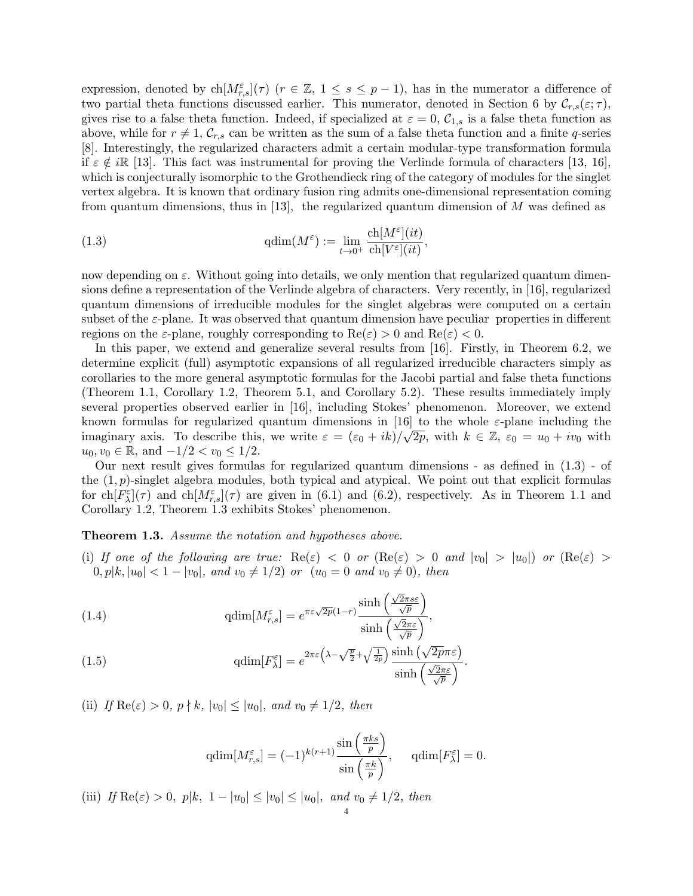expression, denoted by $\mathrm{ch}[M^{\varepsilon}_{r,s}](\tau)$ ($r \in \mathbb{Z}$, $1 \le s \le p-1$), has in the numerator a difference of two partial theta functions discussed earlier. This numerator, denoted in Section 6 by $\mathcal{C}_{r,s}(\varepsilon;\tau)$, gives rise to a false theta function. Indeed, if specialized at $\varepsilon = 0$, $\mathcal{C}_{1,s}$ is a false theta function as above, while for $r \neq 1$, $\mathcal{C}_{r,s}$ can be written as the sum of a false theta function and a finite $q$-series [8]. Interestingly, the regularized characters admit a certain modular-type transformation formula if $\varepsilon \notin i\mathbb{R}$ [13]. This fact was instrumental for proving the Verlinde formula of characters [13, 16], which is conjecturally isomorphic to the Grothendieck ring of the category of modules for the singlet vertex algebra. It is known that ordinary fusion ring admits one-dimensional representation coming from quantum dimensions, thus in [13], the regularized quantum dimension of $M$ was defined as

$$\mathrm{qdim}(M^{\varepsilon}) := \lim_{t\to 0^+} \frac{\mathrm{ch}[M^{\varepsilon}](it)}{\mathrm{ch}[V^{\varepsilon}](it)}, \tag{1.3}$$

now depending on $\varepsilon$. Without going into details, we only mention that regularized quantum dimensions define a representation of the Verlinde algebra of characters. Very recently, in [16], regularized quantum dimensions of irreducible modules for the singlet algebras were computed on a certain subset of the $\varepsilon$-plane. It was observed that quantum dimension have peculiar properties in different regions on the $\varepsilon$-plane, roughly corresponding to $\mathrm{Re}(\varepsilon) > 0$ and $\mathrm{Re}(\varepsilon) < 0$.

In this paper, we extend and generalize several results from [16]. Firstly, in Theorem 6.2, we determine explicit (full) asymptotic expansions of all regularized irreducible characters simply as corollaries to the more general asymptotic formulas for the Jacobi partial and false theta functions (Theorem 1.1, Corollary 1.2, Theorem 5.1, and Corollary 5.2). These results immediately imply several properties observed earlier in [16], including Stokes' phenomenon. Moreover, we extend known formulas for regularized quantum dimensions in [16] to the whole $\varepsilon$-plane including the imaginary axis. To describe this, we write $\varepsilon = (\varepsilon_0 + ik)/\sqrt{2p}$, with $k \in \mathbb{Z}$, $\varepsilon_0 = u_0 + iv_0$ with $u_0, v_0 \in \mathbb{R}$, and $-1/2 < v_0 \le 1/2$.

Our next result gives formulas for regularized quantum dimensions - as defined in (1.3) - of the $(1,p)$-singlet algebra modules, both typical and atypical. We point out that explicit formulas for $\mathrm{ch}[F^{\varepsilon}_{\lambda}](\tau)$ and $\mathrm{ch}[M^{\varepsilon}_{r,s}](\tau)$ are given in (6.1) and (6.2), respectively. As in Theorem 1.1 and Corollary 1.2, Theorem 1.3 exhibits Stokes' phenomenon.

**Theorem 1.3.** *Assume the notation and hypotheses above.*

(i) *If one of the following are true:* $\mathrm{Re}(\varepsilon) < 0$ *or* ($\mathrm{Re}(\varepsilon) > 0$ *and* $|v_0| > |u_0|$) *or* ($\mathrm{Re}(\varepsilon) > 0, p|k, |u_0| < 1 - |v_0|$, *and* $v_0 \neq 1/2$) *or* ($u_0 = 0$ *and* $v_0 \neq 0$), *then*

$$\mathrm{qdim}[M^{\varepsilon}_{r,s}] = e^{\pi\varepsilon\sqrt{2p}(1-r)} \frac{\sinh\left(\frac{\sqrt{2}\pi s\varepsilon}{\sqrt{p}}\right)}{\sinh\left(\frac{\sqrt{2}\pi\varepsilon}{\sqrt{p}}\right)}, \tag{1.4}$$

$$\mathrm{qdim}[F^{\varepsilon}_{\lambda}] = e^{2\pi\varepsilon\left(\lambda - \sqrt{\frac{p}{2}} + \sqrt{\frac{1}{2p}}\right)} \frac{\sinh\left(\sqrt{2p}\pi\varepsilon\right)}{\sinh\left(\frac{\sqrt{2}\pi\varepsilon}{\sqrt{p}}\right)}. \tag{1.5}$$

(ii) *If* $\mathrm{Re}(\varepsilon) > 0$, $p \nmid k$, $|v_0| \le |u_0|$, *and* $v_0 \neq 1/2$, *then*

$$\mathrm{qdim}[M^{\varepsilon}_{r,s}] = (-1)^{k(r+1)} \frac{\sin\left(\frac{\pi k s}{p}\right)}{\sin\left(\frac{\pi k}{p}\right)}, \qquad \mathrm{qdim}[F^{\varepsilon}_{\lambda}] = 0.$$

(iii) *If* $\mathrm{Re}(\varepsilon) > 0$, $p|k$, $1 - |u_0| \le |v_0| \le |u_0|$, *and* $v_0 \neq 1/2$, *then*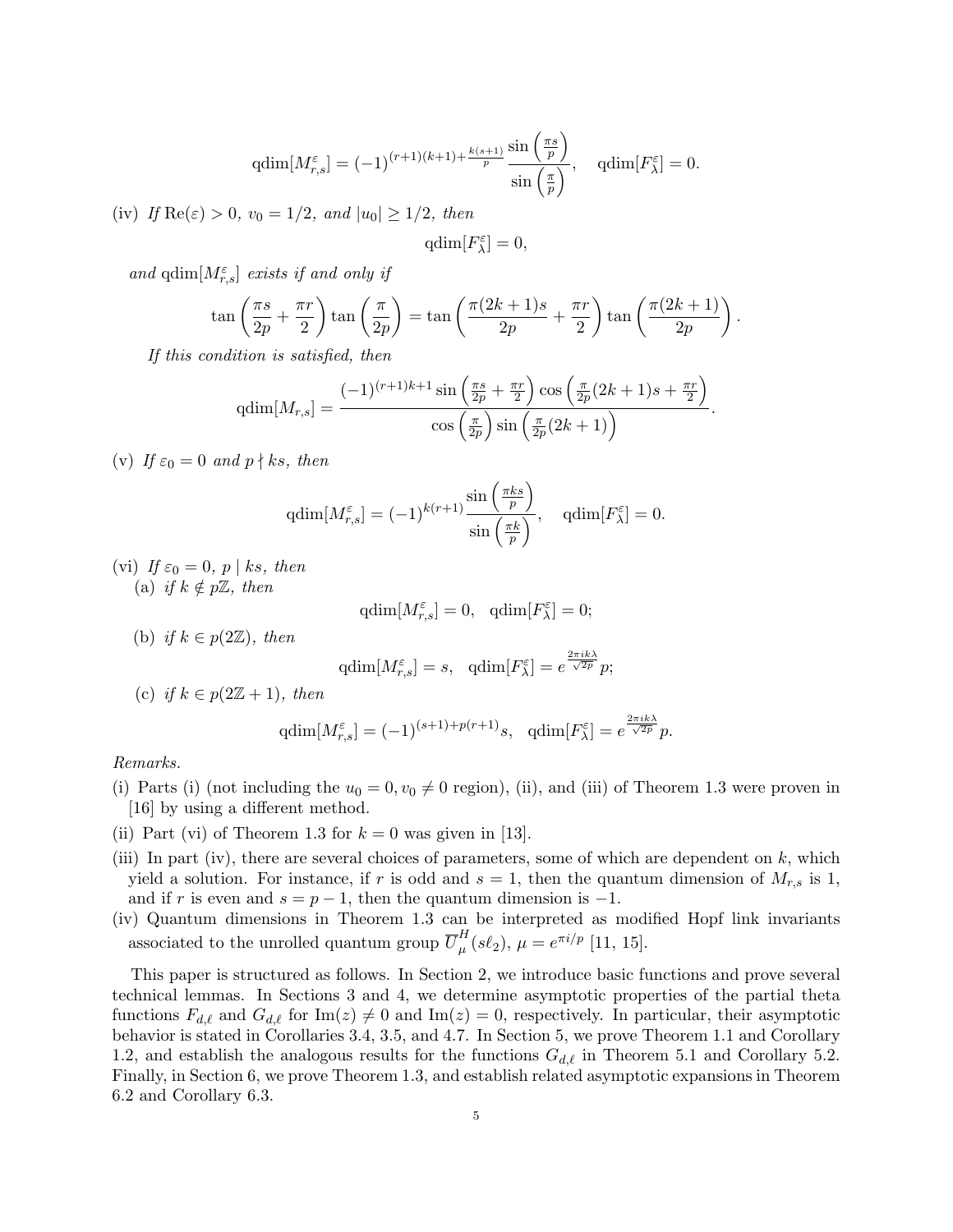$$\mathrm{qdim}[M^{\varepsilon}_{r,s}] = (-1)^{(r+1)(k+1)+\frac{k(s+1)}{p}} \frac{\sin\left(\frac{\pi s}{p}\right)}{\sin\left(\frac{\pi}{p}\right)}, \quad \mathrm{qdim}[F^{\varepsilon}_{\lambda}] = 0.$$

(iv) *If* $\mathrm{Re}(\varepsilon) > 0$*,* $v_0 = 1/2$*, and* $|u_0| \geq 1/2$*, then*

$$\mathrm{qdim}[F^{\varepsilon}_{\lambda}] = 0,$$

*and* $\mathrm{qdim}[M^{\varepsilon}_{r,s}]$ *exists if and only if*

$$\tan\left(\frac{\pi s}{2p} + \frac{\pi r}{2}\right)\tan\left(\frac{\pi}{2p}\right) = \tan\left(\frac{\pi(2k+1)s}{2p} + \frac{\pi r}{2}\right)\tan\left(\frac{\pi(2k+1)}{2p}\right).$$

*If this condition is satisfied, then*

$$\mathrm{qdim}[M_{r,s}] = \frac{(-1)^{(r+1)k+1}\sin\left(\frac{\pi s}{2p} + \frac{\pi r}{2}\right)\cos\left(\frac{\pi}{2p}(2k+1)s + \frac{\pi r}{2}\right)}{\cos\left(\frac{\pi}{2p}\right)\sin\left(\frac{\pi}{2p}(2k+1)\right)}.$$

(v) *If* $\varepsilon_0 = 0$ *and* $p \nmid ks$*, then*

$$\mathrm{qdim}[M^{\varepsilon}_{r,s}] = (-1)^{k(r+1)} \frac{\sin\left(\frac{\pi ks}{p}\right)}{\sin\left(\frac{\pi k}{p}\right)}, \quad \mathrm{qdim}[F^{\varepsilon}_{\lambda}] = 0.$$

(vi) *If* $\varepsilon_0 = 0$*,* $p \mid ks$*, then*

(a) *if* $k \notin p\mathbb{Z}$*, then*

$$\mathrm{qdim}[M^{\varepsilon}_{r,s}] = 0, \quad \mathrm{qdim}[F^{\varepsilon}_{\lambda}] = 0;$$

(b) *if* $k \in p(2\mathbb{Z})$*, then*

$$\mathrm{qdim}[M^{\varepsilon}_{r,s}] = s, \quad \mathrm{qdim}[F^{\varepsilon}_{\lambda}] = e^{\frac{2\pi ik\lambda}{\sqrt{2p}}}p;$$

(c) *if* $k \in p(2\mathbb{Z}+1)$*, then*

$$\mathrm{qdim}[M^{\varepsilon}_{r,s}] = (-1)^{(s+1)+p(r+1)}s, \quad \mathrm{qdim}[F^{\varepsilon}_{\lambda}] = e^{\frac{2\pi ik\lambda}{\sqrt{2p}}}p.$$

*Remarks.*

(i) Parts (i) (not including the $u_0 = 0, v_0 \neq 0$ region), (ii), and (iii) of Theorem 1.3 were proven in [16] by using a different method.

(ii) Part (vi) of Theorem 1.3 for $k = 0$ was given in [13].

(iii) In part (iv), there are several choices of parameters, some of which are dependent on $k$, which yield a solution. For instance, if $r$ is odd and $s = 1$, then the quantum dimension of $M_{r,s}$ is 1, and if $r$ is even and $s = p-1$, then the quantum dimension is $-1$.

(iv) Quantum dimensions in Theorem 1.3 can be interpreted as modified Hopf link invariants associated to the unrolled quantum group $\overline{U}^{H}_{\mu}(s\ell_2)$, $\mu = e^{\pi i/p}$ [11, 15].

This paper is structured as follows. In Section 2, we introduce basic functions and prove several technical lemmas. In Sections 3 and 4, we determine asymptotic properties of the partial theta functions $F_{d,\ell}$ and $G_{d,\ell}$ for $\mathrm{Im}(z) \neq 0$ and $\mathrm{Im}(z) = 0$, respectively. In particular, their asymptotic behavior is stated in Corollaries 3.4, 3.5, and 4.7. In Section 5, we prove Theorem 1.1 and Corollary 1.2, and establish the analogous results for the functions $G_{d,\ell}$ in Theorem 5.1 and Corollary 5.2. Finally, in Section 6, we prove Theorem 1.3, and establish related asymptotic expansions in Theorem 6.2 and Corollary 6.3.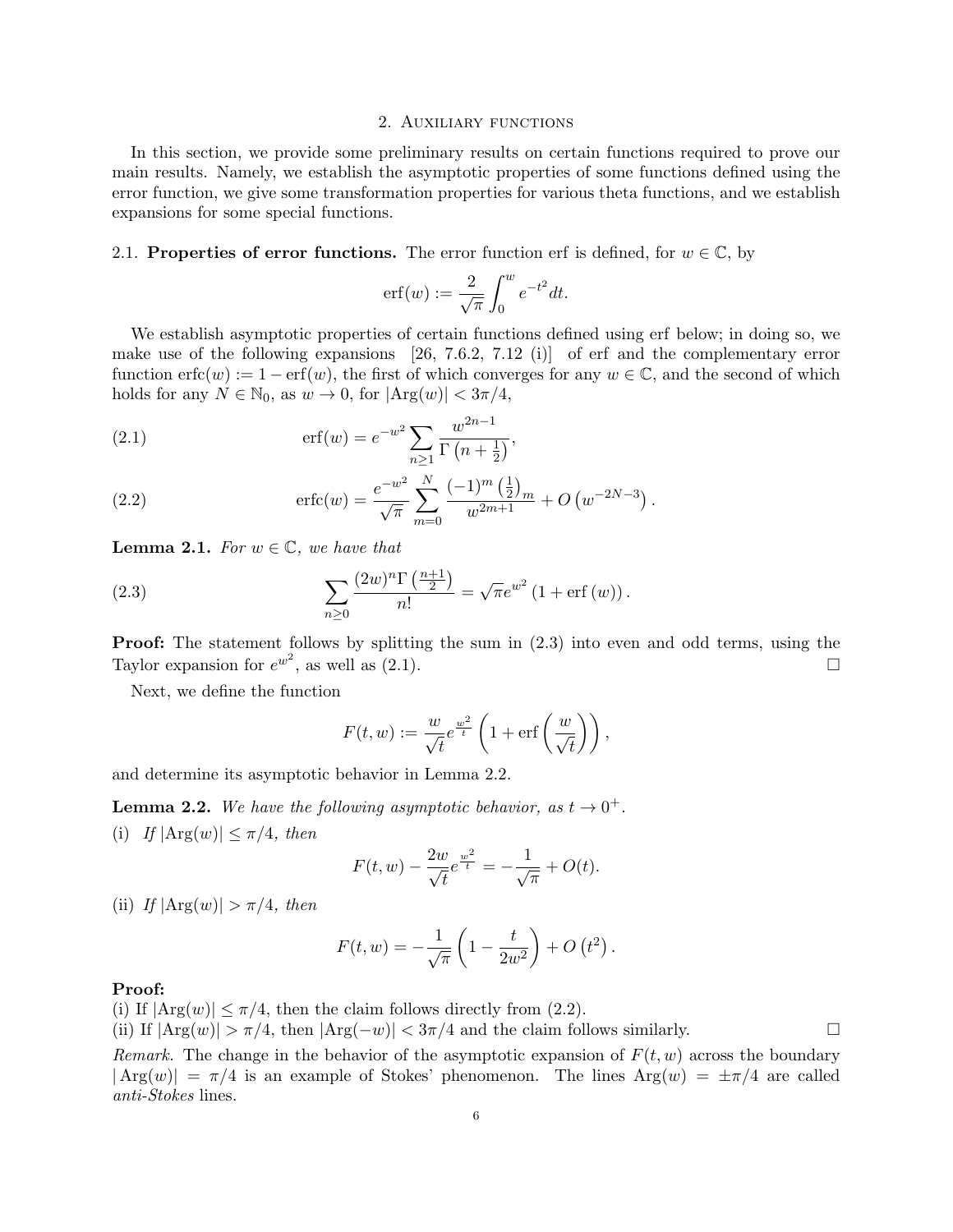## 2. Auxiliary functions

In this section, we provide some preliminary results on certain functions required to prove our main results. Namely, we establish the asymptotic properties of some functions defined using the error function, we give some transformation properties for various theta functions, and we establish expansions for some special functions.

### 2.1. Properties of error functions.

The error function erf is defined, for $w \in \mathbb{C}$, by

$$\operatorname{erf}(w) := \frac{2}{\sqrt{\pi}} \int_0^w e^{-t^2} dt.$$

We establish asymptotic properties of certain functions defined using erf below; in doing so, we make use of the following expansions [26, 7.6.2, 7.12 (i)] of erf and the complementary error function $\operatorname{erfc}(w) := 1 - \operatorname{erf}(w)$, the first of which converges for any $w \in \mathbb{C}$, and the second of which holds for any $N \in \mathbb{N}_0$, as $w \to 0$, for $|\operatorname{Arg}(w)| < 3\pi/4$,

$$\operatorname{erf}(w) = e^{-w^2} \sum_{n \geq 1} \frac{w^{2n-1}}{\Gamma\left(n + \frac{1}{2}\right)}, \tag{2.1}$$

$$\operatorname{erfc}(w) = \frac{e^{-w^2}}{\sqrt{\pi}} \sum_{m=0}^{N} \frac{(-1)^m \left(\frac{1}{2}\right)_m}{w^{2m+1}} + O\left(w^{-2N-3}\right). \tag{2.2}$$

**Lemma 2.1.** *For $w \in \mathbb{C}$, we have that*

$$\sum_{n \geq 0} \frac{(2w)^n \Gamma\left(\frac{n+1}{2}\right)}{n!} = \sqrt{\pi} e^{w^2} \left(1 + \operatorname{erf}(w)\right). \tag{2.3}$$

**Proof:** The statement follows by splitting the sum in (2.3) into even and odd terms, using the Taylor expansion for $e^{w^2}$, as well as (2.1). $\square$

Next, we define the function

$$F(t, w) := \frac{w}{\sqrt{t}} e^{\frac{w^2}{t}} \left(1 + \operatorname{erf}\left(\frac{w}{\sqrt{t}}\right)\right),$$

and determine its asymptotic behavior in Lemma 2.2.

**Lemma 2.2.** *We have the following asymptotic behavior, as $t \to 0^+$.*

(i) *If $|\operatorname{Arg}(w)| \leq \pi/4$, then*

$$F(t, w) - \frac{2w}{\sqrt{t}} e^{\frac{w^2}{t}} = -\frac{1}{\sqrt{\pi}} + O(t).$$

(ii) *If $|\operatorname{Arg}(w)| > \pi/4$, then*

$$F(t, w) = -\frac{1}{\sqrt{\pi}} \left(1 - \frac{t}{2w^2}\right) + O\left(t^2\right).$$

**Proof:**

(i) If $|\operatorname{Arg}(w)| \leq \pi/4$, then the claim follows directly from (2.2).

(ii) If $|\operatorname{Arg}(w)| > \pi/4$, then $|\operatorname{Arg}(-w)| < 3\pi/4$ and the claim follows similarly. $\square$

*Remark.* The change in the behavior of the asymptotic expansion of $F(t, w)$ across the boundary $|\operatorname{Arg}(w)| = \pi/4$ is an example of Stokes' phenomenon. The lines $\operatorname{Arg}(w) = \pm\pi/4$ are called *anti-Stokes* lines.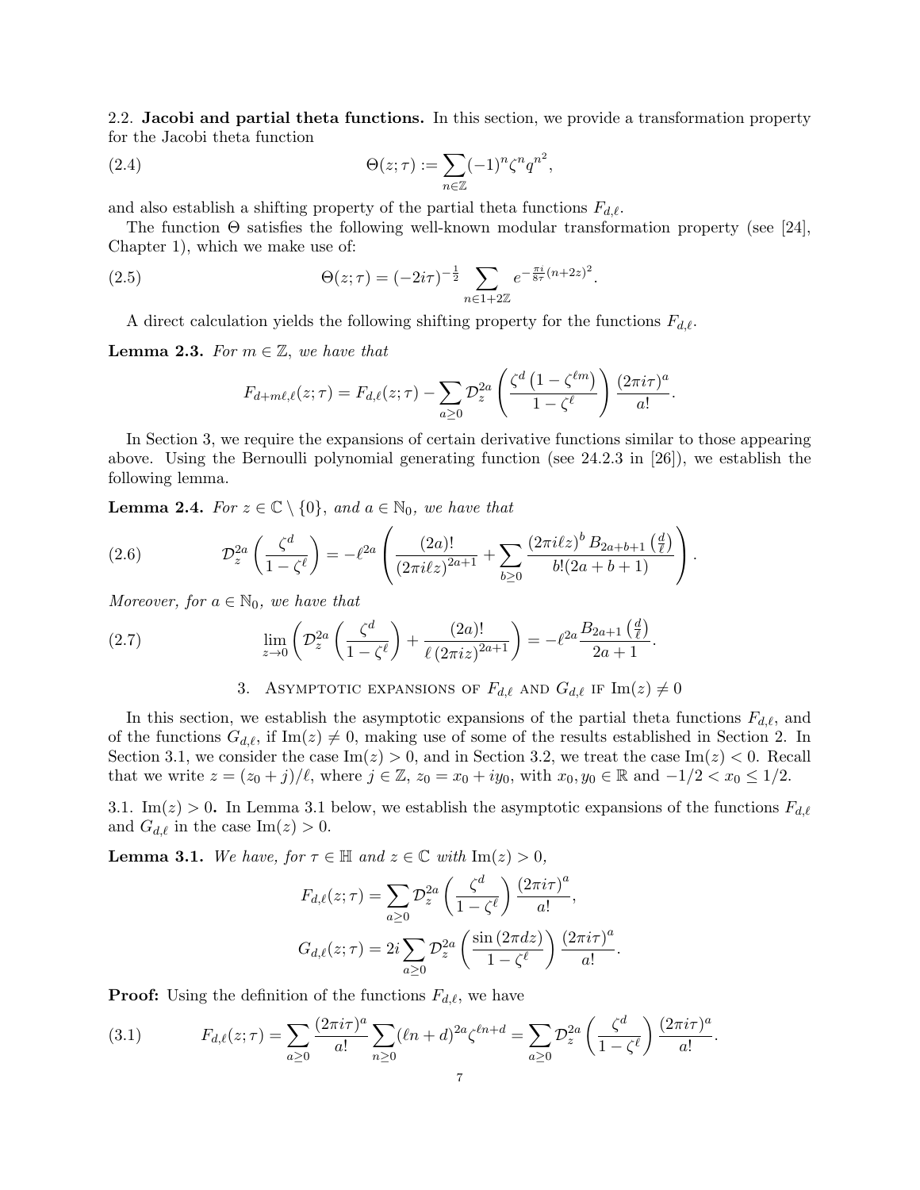2.2. **Jacobi and partial theta functions.** In this section, we provide a transformation property for the Jacobi theta function

$$\Theta(z;\tau) := \sum_{n\in\mathbb{Z}} (-1)^n \zeta^n q^{n^2}, \tag{2.4}$$

and also establish a shifting property of the partial theta functions $F_{d,\ell}$.

The function $\Theta$ satisfies the following well-known modular transformation property (see [24], Chapter 1), which we make use of:

$$\Theta(z;\tau) = (-2i\tau)^{-\frac{1}{2}} \sum_{n\in 1+2\mathbb{Z}} e^{-\frac{\pi i}{8\tau}(n+2z)^2}. \tag{2.5}$$

A direct calculation yields the following shifting property for the functions $F_{d,\ell}$.

**Lemma 2.3.** *For $m \in \mathbb{Z}$, we have that*

$$F_{d+m\ell,\ell}(z;\tau) = F_{d,\ell}(z;\tau) - \sum_{a\geq 0} \mathcal{D}^{2a}\left(\frac{\zeta^d\left(1-\zeta^{\ell m}\right)}{1-\zeta^\ell}\right)\frac{(2\pi i\tau)^a}{a!}.$$

In Section 3, we require the expansions of certain derivative functions similar to those appearing above. Using the Bernoulli polynomial generating function (see 24.2.3 in [26]), we establish the following lemma.

**Lemma 2.4.** *For $z \in \mathbb{C}\setminus\{0\}$, and $a \in \mathbb{N}_0$, we have that*

$$\mathcal{D}_z^{2a}\left(\frac{\zeta^d}{1-\zeta^\ell}\right) = -\ell^{2a}\left(\frac{(2a)!}{(2\pi i\ell z)^{2a+1}} + \sum_{b\geq 0}\frac{(2\pi i\ell z)^b B_{2a+b+1}\left(\frac{d}{\ell}\right)}{b!(2a+b+1)}\right). \tag{2.6}$$

*Moreover, for $a \in \mathbb{N}_0$, we have that*

$$\lim_{z\to 0}\left(\mathcal{D}_z^{2a}\left(\frac{\zeta^d}{1-\zeta^\ell}\right) + \frac{(2a)!}{\ell\,(2\pi iz)^{2a+1}}\right) = -\ell^{2a}\frac{B_{2a+1}\left(\frac{d}{\ell}\right)}{2a+1}. \tag{2.7}$$

## 3. Asymptotic expansions of $F_{d,\ell}$ and $G_{d,\ell}$ if $\mathrm{Im}(z)\neq 0$

In this section, we establish the asymptotic expansions of the partial theta functions $F_{d,\ell}$, and of the functions $G_{d,\ell}$, if $\mathrm{Im}(z) \neq 0$, making use of some of the results established in Section 2. In Section 3.1, we consider the case $\mathrm{Im}(z) > 0$, and in Section 3.2, we treat the case $\mathrm{Im}(z) < 0$. Recall that we write $z = (z_0 + j)/\ell$, where $j \in \mathbb{Z}$, $z_0 = x_0 + iy_0$, with $x_0, y_0 \in \mathbb{R}$ and $-1/2 < x_0 \leq 1/2$.

3.1. $\mathrm{Im}(z) > 0$**.** In Lemma 3.1 below, we establish the asymptotic expansions of the functions $F_{d,\ell}$ and $G_{d,\ell}$ in the case $\mathrm{Im}(z) > 0$.

**Lemma 3.1.** *We have, for $\tau \in \mathbb{H}$ and $z \in \mathbb{C}$ with $\mathrm{Im}(z) > 0$,*

$$F_{d,\ell}(z;\tau) = \sum_{a\geq 0}\mathcal{D}_z^{2a}\left(\frac{\zeta^d}{1-\zeta^\ell}\right)\frac{(2\pi i\tau)^a}{a!},$$

$$G_{d,\ell}(z;\tau) = 2i\sum_{a\geq 0}\mathcal{D}_z^{2a}\left(\frac{\sin(2\pi dz)}{1-\zeta^\ell}\right)\frac{(2\pi i\tau)^a}{a!}.$$

**Proof:** Using the definition of the functions $F_{d,\ell}$, we have

$$F_{d,\ell}(z;\tau) = \sum_{a\geq 0}\frac{(2\pi i\tau)^a}{a!}\sum_{n\geq 0}(\ell n+d)^{2a}\zeta^{\ell n+d} = \sum_{a\geq 0}\mathcal{D}_z^{2a}\left(\frac{\zeta^d}{1-\zeta^\ell}\right)\frac{(2\pi i\tau)^a}{a!}. \tag{3.1}$$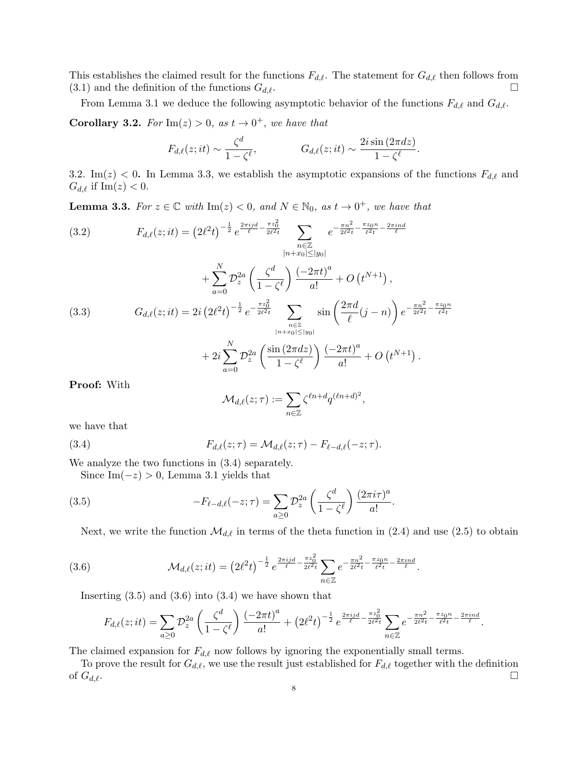This establishes the claimed result for the functions $F_{d,\ell}$. The statement for $G_{d,\ell}$ then follows from (3.1) and the definition of the functions $G_{d,\ell}$. □

From Lemma 3.1 we deduce the following asymptotic behavior of the functions $F_{d,\ell}$ and $G_{d,\ell}$.

**Corollary 3.2.** *For* $\mathrm{Im}(z) > 0$*, as* $t \to 0^+$*, we have that*

$$F_{d,\ell}(z;it) \sim \frac{\zeta^d}{1-\zeta^\ell}, \qquad\qquad G_{d,\ell}(z;it) \sim \frac{2i\sin(2\pi dz)}{1-\zeta^\ell}.$$

3.2. $\mathrm{Im}(z) < 0$**.** In Lemma 3.3, we establish the asymptotic expansions of the functions $F_{d,\ell}$ and $G_{d,\ell}$ if $\mathrm{Im}(z) < 0$.

**Lemma 3.3.** *For* $z \in \mathbb{C}$ *with* $\mathrm{Im}(z) < 0$*, and* $N \in \mathbb{N}_0$*, as* $t \to 0^+$*, we have that*

$$F_{d,\ell}(z;it) = \left(2\ell^2 t\right)^{-\frac{1}{2}} e^{\frac{2\pi ijd}{\ell} - \frac{\pi z_0^2}{2\ell^2 t}} \sum_{\substack{n\in\mathbb{Z} \\ |n+x_0| \leq |y_0|}} e^{-\frac{\pi n^2}{2\ell^2 t} - \frac{\pi z_0 n}{\ell^2 t} - \frac{2\pi i n d}{\ell}} + \sum_{a=0}^{N} \mathcal{D}_z^{2a}\left(\frac{\zeta^d}{1-\zeta^\ell}\right)\frac{(-2\pi t)^a}{a!} + O\left(t^{N+1}\right), \tag{3.2}$$

$$G_{d,\ell}(z;it) = 2i\left(2\ell^2 t\right)^{-\frac{1}{2}} e^{-\frac{\pi z_0^2}{2\ell^2 t}} \sum_{\substack{n\in\mathbb{Z} \\ |n+x_0| \leq |y_0|}} \sin\left(\frac{2\pi d}{\ell}(j-n)\right) e^{-\frac{\pi n^2}{2\ell^2 t} - \frac{\pi z_0 n}{\ell^2 t}} + 2i\sum_{a=0}^{N} \mathcal{D}_z^{2a}\left(\frac{\sin(2\pi dz)}{1-\zeta^\ell}\right)\frac{(-2\pi t)^a}{a!} + O\left(t^{N+1}\right). \tag{3.3}$$

**Proof:** With

$$\mathcal{M}_{d,\ell}(z;\tau) := \sum_{n\in\mathbb{Z}} \zeta^{\ell n+d} q^{(\ell n+d)^2},$$

we have that

$$F_{d,\ell}(z;\tau) = \mathcal{M}_{d,\ell}(z;\tau) - F_{\ell-d,\ell}(-z;\tau). \tag{3.4}$$

We analyze the two functions in (3.4) separately.

Since $\mathrm{Im}(-z) > 0$, Lemma 3.1 yields that

$$-F_{\ell-d,\ell}(-z;\tau) = \sum_{a\geq 0} \mathcal{D}_z^{2a}\left(\frac{\zeta^d}{1-\zeta^\ell}\right)\frac{(2\pi i\tau)^a}{a!}. \tag{3.5}$$

Next, we write the function $\mathcal{M}_{d,\ell}$ in terms of the theta function in (2.4) and use (2.5) to obtain

$$\mathcal{M}_{d,\ell}(z;it) = \left(2\ell^2 t\right)^{-\frac{1}{2}} e^{\frac{2\pi ijd}{\ell} - \frac{\pi z_0^2}{2\ell^2 t}} \sum_{n\in\mathbb{Z}} e^{-\frac{\pi n^2}{2\ell^2 t} - \frac{\pi z_0 n}{\ell^2 t} - \frac{2\pi i n d}{\ell}}. \tag{3.6}$$

Inserting (3.5) and (3.6) into (3.4) we have shown that

$$F_{d,\ell}(z;it) = \sum_{a\geq 0} \mathcal{D}_z^{2a}\left(\frac{\zeta^d}{1-\zeta^\ell}\right)\frac{(-2\pi t)^a}{a!} + \left(2\ell^2 t\right)^{-\frac{1}{2}} e^{\frac{2\pi ijd}{\ell} - \frac{\pi z_0^2}{2\ell^2 t}} \sum_{n\in\mathbb{Z}} e^{-\frac{\pi n^2}{2\ell^2 t} - \frac{\pi z_0 n}{\ell^2 t} - \frac{2\pi i n d}{\ell}}.$$

The claimed expansion for $F_{d,\ell}$ now follows by ignoring the exponentially small terms.

To prove the result for $G_{d,\ell}$, we use the result just established for $F_{d,\ell}$ together with the definition of $G_{d,\ell}$. □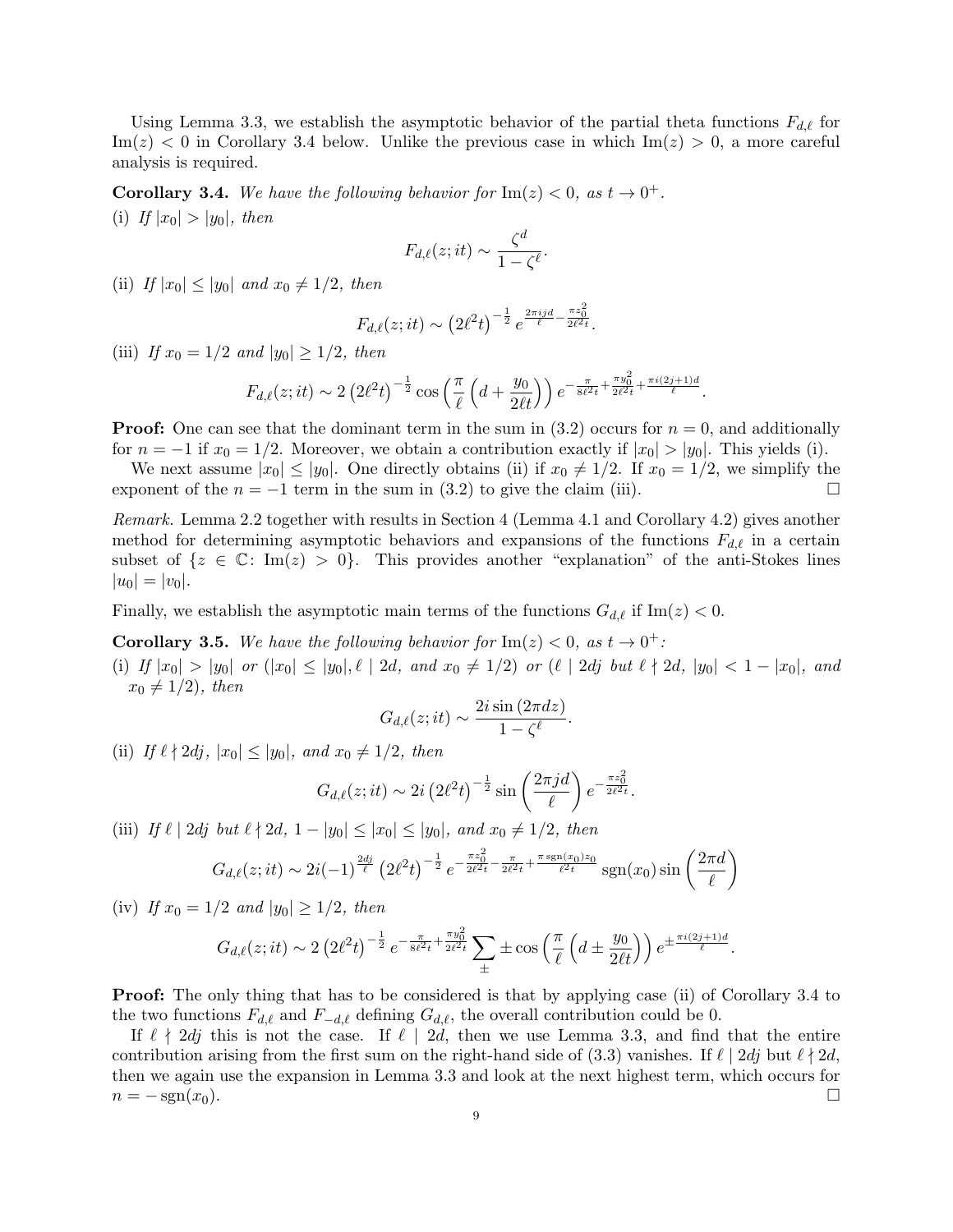Using Lemma 3.3, we establish the asymptotic behavior of the partial theta functions $F_{d,\ell}$ for $\mathrm{Im}(z) < 0$ in Corollary 3.4 below. Unlike the previous case in which $\mathrm{Im}(z) > 0$, a more careful analysis is required.

**Corollary 3.4.** *We have the following behavior for* $\mathrm{Im}(z) < 0$, *as* $t \to 0^+$.

(i) *If* $|x_0| > |y_0|$, *then*

$$F_{d,\ell}(z; it) \sim \frac{\zeta^d}{1 - \zeta^\ell}.$$

(ii) *If* $|x_0| \leq |y_0|$ *and* $x_0 \neq 1/2$, *then*

$$F_{d,\ell}(z; it) \sim \left(2\ell^2 t\right)^{-\frac{1}{2}} e^{\frac{2\pi i j d}{\ell} - \frac{\pi z_0^2}{2\ell^2 t}}.$$

(iii) *If* $x_0 = 1/2$ *and* $|y_0| \geq 1/2$, *then*

$$F_{d,\ell}(z; it) \sim 2\left(2\ell^2 t\right)^{-\frac{1}{2}} \cos\left(\frac{\pi}{\ell}\left(d + \frac{y_0}{2\ell t}\right)\right) e^{-\frac{\pi}{8\ell^2 t} + \frac{\pi y_0^2}{2\ell^2 t} + \frac{\pi i (2j+1) d}{\ell}}.$$

**Proof:** One can see that the dominant term in the sum in (3.2) occurs for $n = 0$, and additionally for $n = -1$ if $x_0 = 1/2$. Moreover, we obtain a contribution exactly if $|x_0| > |y_0|$. This yields (i).

We next assume $|x_0| \leq |y_0|$. One directly obtains (ii) if $x_0 \neq 1/2$. If $x_0 = 1/2$, we simplify the exponent of the $n = -1$ term in the sum in (3.2) to give the claim (iii). $\square$

*Remark.* Lemma 2.2 together with results in Section 4 (Lemma 4.1 and Corollary 4.2) gives another method for determining asymptotic behaviors and expansions of the functions $F_{d,\ell}$ in a certain subset of $\{z \in \mathbb{C} \colon \mathrm{Im}(z) > 0\}$. This provides another "explanation" of the anti-Stokes lines $|u_0| = |v_0|$.

Finally, we establish the asymptotic main terms of the functions $G_{d,\ell}$ if $\mathrm{Im}(z) < 0$.

**Corollary 3.5.** *We have the following behavior for* $\mathrm{Im}(z) < 0$, *as* $t \to 0^+$:

(i) *If* $|x_0| > |y_0|$ *or* ($|x_0| \leq |y_0|, \ell \mid 2d$, *and* $x_0 \neq 1/2$) *or* ($\ell \mid 2dj$ *but* $\ell \nmid 2d$, $|y_0| < 1 - |x_0|$, *and* $x_0 \neq 1/2$), *then*

$$G_{d,\ell}(z; it) \sim \frac{2i \sin\left(2\pi d z\right)}{1 - \zeta^\ell}.$$

(ii) *If* $\ell \nmid 2dj$, $|x_0| \leq |y_0|$, *and* $x_0 \neq 1/2$, *then*

$$G_{d,\ell}(z; it) \sim 2i\left(2\ell^2 t\right)^{-\frac{1}{2}} \sin\left(\frac{2\pi j d}{\ell}\right) e^{-\frac{\pi z_0^2}{2\ell^2 t}}.$$

(iii) *If* $\ell \mid 2dj$ *but* $\ell \nmid 2d$, $1 - |y_0| \leq |x_0| \leq |y_0|$, *and* $x_0 \neq 1/2$, *then*

$$G_{d,\ell}(z; it) \sim 2i(-1)^{\frac{2dj}{\ell}} \left(2\ell^2 t\right)^{-\frac{1}{2}} e^{-\frac{\pi z_0^2}{2\ell^2 t} - \frac{\pi}{2\ell^2 t} + \frac{\pi \operatorname{sgn}(x_0) z_0}{\ell^2 t}} \operatorname{sgn}(x_0) \sin\left(\frac{2\pi d}{\ell}\right)$$

(iv) *If* $x_0 = 1/2$ *and* $|y_0| \geq 1/2$, *then*

$$G_{d,\ell}(z; it) \sim 2\left(2\ell^2 t\right)^{-\frac{1}{2}} e^{-\frac{\pi}{8\ell^2 t} + \frac{\pi y_0^2}{2\ell^2 t}} \sum_{\pm} \pm \cos\left(\frac{\pi}{\ell}\left(d \pm \frac{y_0}{2\ell t}\right)\right) e^{\pm \frac{\pi i (2j+1) d}{\ell}}.$$

**Proof:** The only thing that has to be considered is that by applying case (ii) of Corollary 3.4 to the two functions $F_{d,\ell}$ and $F_{-d,\ell}$ defining $G_{d,\ell}$, the overall contribution could be 0.

If $\ell \nmid 2dj$ this is not the case. If $\ell \mid 2d$, then we use Lemma 3.3, and find that the entire contribution arising from the first sum on the right-hand side of (3.3) vanishes. If $\ell \mid 2dj$ but $\ell \nmid 2d$, then we again use the expansion in Lemma 3.3 and look at the next highest term, which occurs for $n = -\operatorname{sgn}(x_0)$. $\square$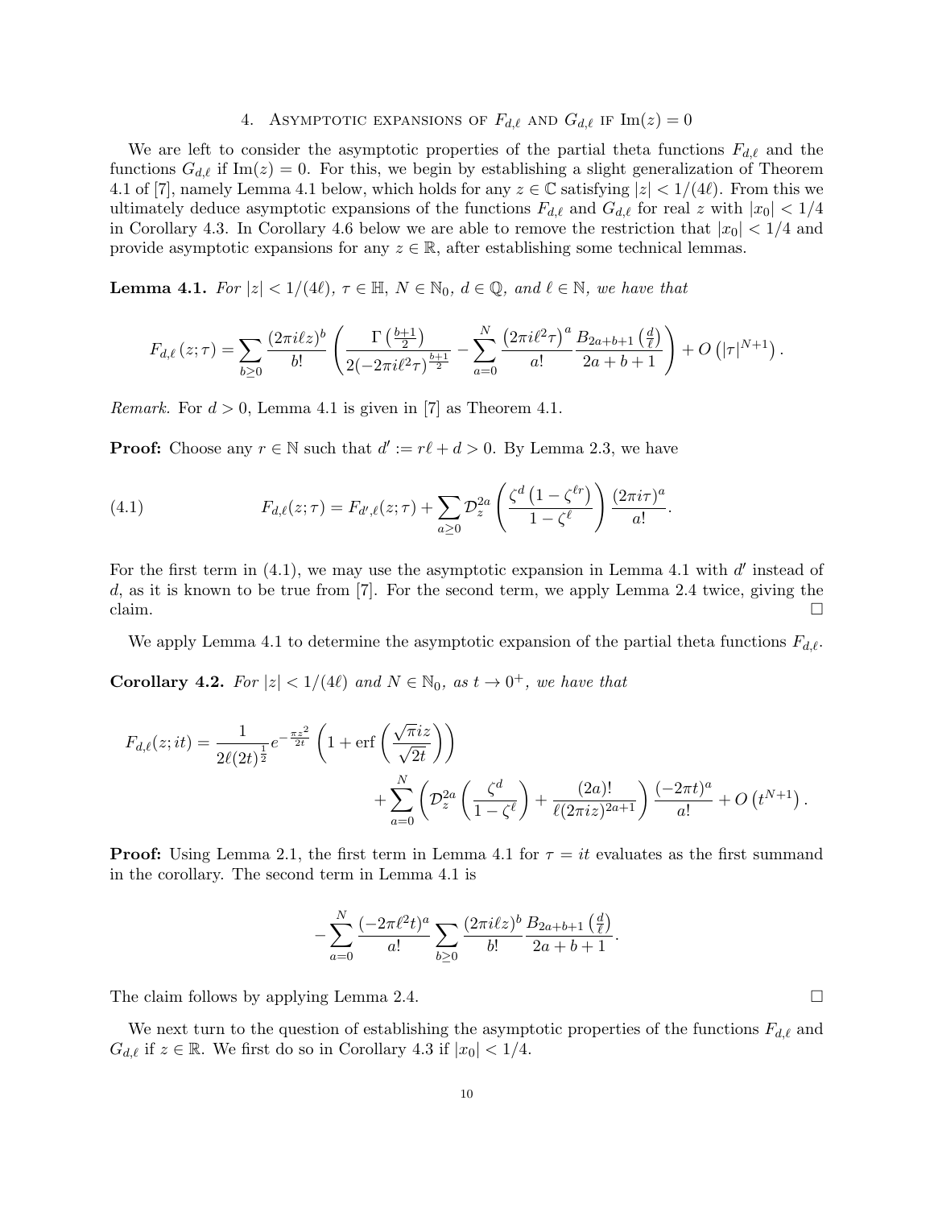## 4. Asymptotic expansions of $F_{d,\ell}$ and $G_{d,\ell}$ if $\mathrm{Im}(z) = 0$

We are left to consider the asymptotic properties of the partial theta functions $F_{d,\ell}$ and the functions $G_{d,\ell}$ if $\mathrm{Im}(z) = 0$. For this, we begin by establishing a slight generalization of Theorem 4.1 of [7], namely Lemma 4.1 below, which holds for any $z \in \mathbb{C}$ satisfying $|z| < 1/(4\ell)$. From this we ultimately deduce asymptotic expansions of the functions $F_{d,\ell}$ and $G_{d,\ell}$ for real $z$ with $|x_0| < 1/4$ in Corollary 4.3. In Corollary 4.6 below we are able to remove the restriction that $|x_0| < 1/4$ and provide asymptotic expansions for any $z \in \mathbb{R}$, after establishing some technical lemmas.

**Lemma 4.1.** *For $|z| < 1/(4\ell)$, $\tau \in \mathbb{H}$, $N \in \mathbb{N}_0$, $d \in \mathbb{Q}$, and $\ell \in \mathbb{N}$, we have that*

$$F_{d,\ell}(z;\tau) = \sum_{b \geq 0} \frac{(2\pi i \ell z)^b}{b!} \left( \frac{\Gamma\left(\frac{b+1}{2}\right)}{2(-2\pi i \ell^2 \tau)^{\frac{b+1}{2}}} - \sum_{a=0}^{N} \frac{\left(2\pi i \ell^2 \tau\right)^a}{a!} \frac{B_{2a+b+1}\left(\frac{d}{\ell}\right)}{2a+b+1} \right) + O\left(|\tau|^{N+1}\right).$$

*Remark.* For $d > 0$, Lemma 4.1 is given in [7] as Theorem 4.1.

**Proof:** Choose any $r \in \mathbb{N}$ such that $d' := r\ell + d > 0$. By Lemma 2.3, we have

$$F_{d,\ell}(z;\tau) = F_{d',\ell}(z;\tau) + \sum_{a \geq 0} \mathcal{D}_z^{2a} \left( \frac{\zeta^d \left(1 - \zeta^{\ell r}\right)}{1 - \zeta^\ell} \right) \frac{(2\pi i \tau)^a}{a!}. \tag{4.1}$$

For the first term in (4.1), we may use the asymptotic expansion in Lemma 4.1 with $d'$ instead of $d$, as it is known to be true from [7]. For the second term, we apply Lemma 2.4 twice, giving the claim. $\square$

We apply Lemma 4.1 to determine the asymptotic expansion of the partial theta functions $F_{d,\ell}$.

**Corollary 4.2.** *For $|z| < 1/(4\ell)$ and $N \in \mathbb{N}_0$, as $t \to 0^+$, we have that*

$$F_{d,\ell}(z;it) = \frac{1}{2\ell(2t)^{\frac{1}{2}}} e^{-\frac{\pi z^2}{2t}} \left(1 + \operatorname{erf}\left(\frac{\sqrt{\pi} i z}{\sqrt{2t}}\right)\right) + \sum_{a=0}^{N} \left( \mathcal{D}_z^{2a} \left( \frac{\zeta^d}{1 - \zeta^\ell} \right) + \frac{(2a)!}{\ell(2\pi i z)^{2a+1}} \right) \frac{(-2\pi t)^a}{a!} + O\left(t^{N+1}\right).$$

**Proof:** Using Lemma 2.1, the first term in Lemma 4.1 for $\tau = it$ evaluates as the first summand in the corollary. The second term in Lemma 4.1 is

$$-\sum_{a=0}^{N} \frac{(-2\pi \ell^2 t)^a}{a!} \sum_{b \geq 0} \frac{(2\pi i \ell z)^b}{b!} \frac{B_{2a+b+1}\left(\frac{d}{\ell}\right)}{2a+b+1}.$$

The claim follows by applying Lemma 2.4. $\square$

We next turn to the question of establishing the asymptotic properties of the functions $F_{d,\ell}$ and $G_{d,\ell}$ if $z \in \mathbb{R}$. We first do so in Corollary 4.3 if $|x_0| < 1/4$.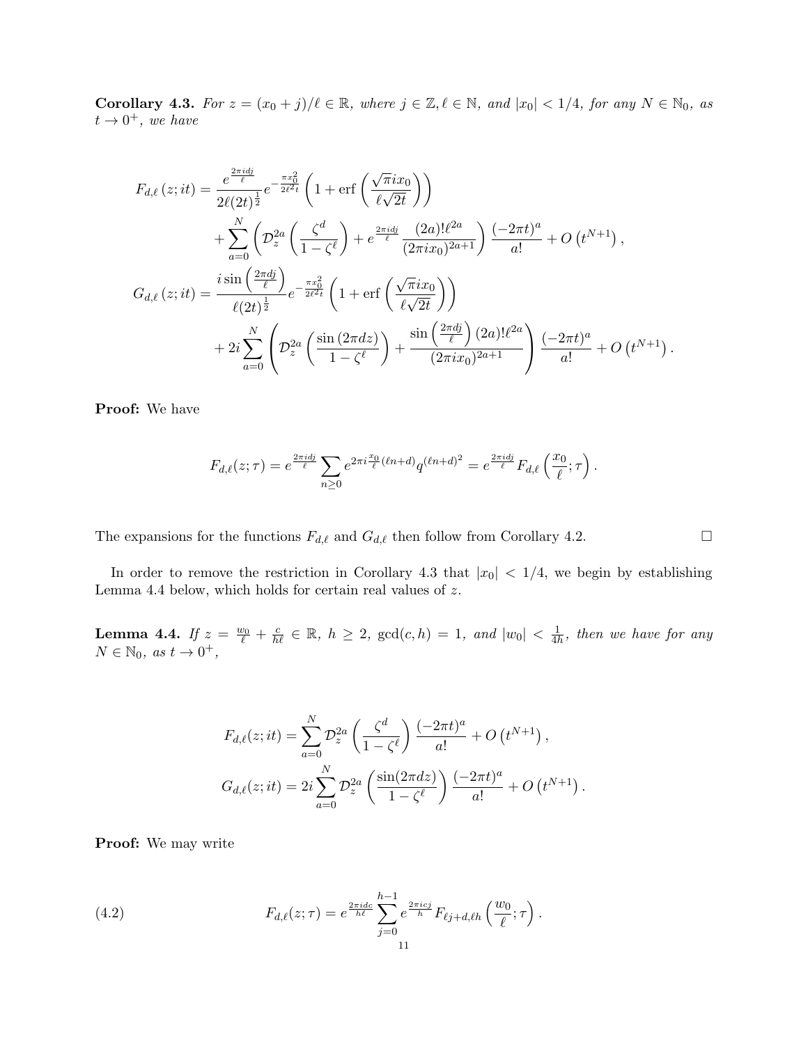**Corollary 4.3.** *For $z = (x_0 + j)/\ell \in \mathbb{R}$, where $j \in \mathbb{Z}, \ell \in \mathbb{N}$, and $|x_0| < 1/4$, for any $N \in \mathbb{N}_0$, as $t \to 0^+$, we have*

$$
\begin{aligned}
F_{d,\ell}(z; it) &= \frac{e^{\frac{2\pi i dj}{\ell}}}{2\ell(2t)^{\frac{1}{2}}} e^{-\frac{\pi x_0^2}{2\ell^2 t}} \left(1 + \operatorname{erf}\left(\frac{\sqrt{\pi} i x_0}{\ell\sqrt{2t}}\right)\right) \\
&\quad + \sum_{a=0}^{N} \left(\mathcal{D}_z^{2a}\left(\frac{\zeta^d}{1-\zeta^\ell}\right) + e^{\frac{2\pi i dj}{\ell}} \frac{(2a)!\ell^{2a}}{(2\pi i x_0)^{2a+1}}\right) \frac{(-2\pi t)^a}{a!} + O\left(t^{N+1}\right), \\
G_{d,\ell}(z; it) &= \frac{i \sin\left(\frac{2\pi dj}{\ell}\right)}{\ell(2t)^{\frac{1}{2}}} e^{-\frac{\pi x_0^2}{2\ell^2 t}} \left(1 + \operatorname{erf}\left(\frac{\sqrt{\pi} i x_0}{\ell\sqrt{2t}}\right)\right) \\
&\quad + 2i \sum_{a=0}^{N} \left(\mathcal{D}_z^{2a}\left(\frac{\sin(2\pi dz)}{1-\zeta^\ell}\right) + \frac{\sin\left(\frac{2\pi dj}{\ell}\right)(2a)!\ell^{2a}}{(2\pi i x_0)^{2a+1}}\right) \frac{(-2\pi t)^a}{a!} + O\left(t^{N+1}\right).
\end{aligned}
$$

**Proof:** We have

$$
F_{d,\ell}(z;\tau) = e^{\frac{2\pi i dj}{\ell}} \sum_{n \geq 0} e^{2\pi i \frac{x_0}{\ell}(\ell n + d)} q^{(\ell n + d)^2} = e^{\frac{2\pi i dj}{\ell}} F_{d,\ell}\left(\frac{x_0}{\ell}; \tau\right).
$$

The expansions for the functions $F_{d,\ell}$ and $G_{d,\ell}$ then follow from Corollary 4.2. $\square$

In order to remove the restriction in Corollary 4.3 that $|x_0| < 1/4$, we begin by establishing Lemma 4.4 below, which holds for certain real values of $z$.

**Lemma 4.4.** *If $z = \frac{w_0}{\ell} + \frac{c}{h\ell} \in \mathbb{R}$, $h \geq 2$, $\gcd(c, h) = 1$, and $|w_0| < \frac{1}{4h}$, then we have for any $N \in \mathbb{N}_0$, as $t \to 0^+$,*

$$
\begin{aligned}
F_{d,\ell}(z; it) &= \sum_{a=0}^{N} \mathcal{D}_z^{2a}\left(\frac{\zeta^d}{1-\zeta^\ell}\right) \frac{(-2\pi t)^a}{a!} + O\left(t^{N+1}\right), \\
G_{d,\ell}(z; it) &= 2i \sum_{a=0}^{N} \mathcal{D}_z^{2a}\left(\frac{\sin(2\pi dz)}{1-\zeta^\ell}\right) \frac{(-2\pi t)^a}{a!} + O\left(t^{N+1}\right).
\end{aligned}
$$

**Proof:** We may write

$$
F_{d,\ell}(z;\tau) = e^{\frac{2\pi i dc}{h\ell}} \sum_{j=0}^{h-1} e^{\frac{2\pi i cj}{h}} F_{\ell j + d, \ell h}\left(\frac{w_0}{\ell}; \tau\right). \tag{4.2}
$$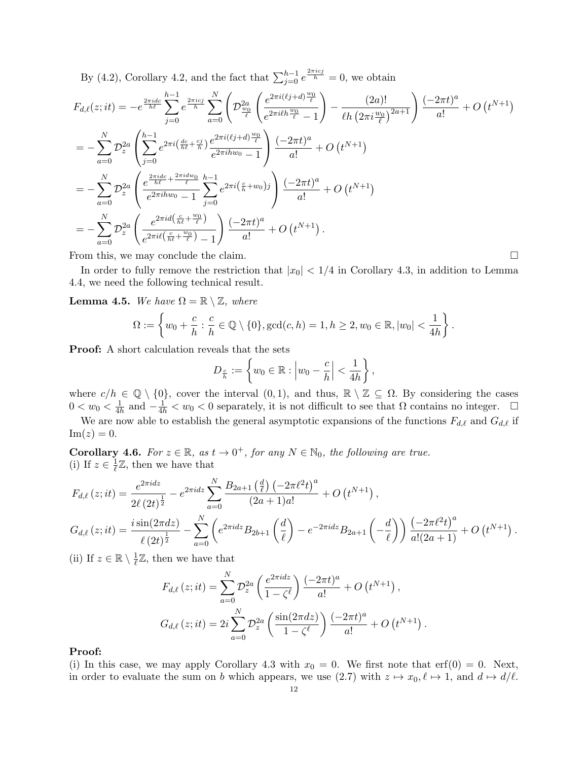By (4.2), Corollary 4.2, and the fact that $\sum_{j=0}^{h-1} e^{\frac{2\pi i c j}{h}} = 0$, we obtain

$$
\begin{aligned}
F_{d,\ell}(z;it) &= -e^{\frac{2\pi i d c}{h\ell}} \sum_{j=0}^{h-1} e^{\frac{2\pi i c j}{h}} \sum_{a=0}^{N} \left( \mathcal{D}^{2a}_{\frac{w_0}{\ell}} \left( \frac{e^{2\pi i (\ell j + d)\frac{w_0}{\ell}}}{e^{2\pi i \ell h \frac{w_0}{\ell}} - 1} \right) - \frac{(2a)!}{\ell h \left(2\pi i \frac{w_0}{\ell}\right)^{2a+1}} \right) \frac{(-2\pi t)^a}{a!} + O\left(t^{N+1}\right) \\
&= -\sum_{a=0}^{N} \mathcal{D}_z^{2a} \left( \sum_{j=0}^{h-1} e^{2\pi i \left(\frac{dc}{h\ell} + \frac{cj}{h}\right)} \frac{e^{2\pi i (\ell j + d)\frac{w_0}{\ell}}}{e^{2\pi i h w_0} - 1} \right) \frac{(-2\pi t)^a}{a!} + O\left(t^{N+1}\right) \\
&= -\sum_{a=0}^{N} \mathcal{D}_z^{2a} \left( \frac{e^{\frac{2\pi i d c}{h\ell} + \frac{2\pi i d w_0}{\ell}}}{e^{2\pi i h w_0} - 1} \sum_{j=0}^{h-1} e^{2\pi i \left(\frac{c}{h} + w_0\right) j} \right) \frac{(-2\pi t)^a}{a!} + O\left(t^{N+1}\right) \\
&= -\sum_{a=0}^{N} \mathcal{D}_z^{2a} \left( \frac{e^{2\pi i d \left(\frac{c}{h\ell} + \frac{w_0}{\ell}\right)}}{e^{2\pi i \ell \left(\frac{c}{h\ell} + \frac{w_0}{\ell}\right)} - 1} \right) \frac{(-2\pi t)^a}{a!} + O\left(t^{N+1}\right).
\end{aligned}
$$

From this, we may conclude the claim. $\square$

In order to fully remove the restriction that $|x_0| < 1/4$ in Corollary 4.3, in addition to Lemma 4.4, we need the following technical result.

**Lemma 4.5.** *We have $\Omega = \mathbb{R} \setminus \mathbb{Z}$, where*

$$
\Omega := \left\{ w_0 + \frac{c}{h} : \frac{c}{h} \in \mathbb{Q} \setminus \{0\}, \gcd(c,h) = 1, h \geq 2, w_0 \in \mathbb{R}, |w_0| < \frac{1}{4h} \right\}.
$$

**Proof:** A short calculation reveals that the sets

$$
D_{\frac{c}{h}} := \left\{ w_0 \in \mathbb{R} : \left| w_0 - \frac{c}{h} \right| < \frac{1}{4h} \right\},
$$

where $c/h \in \mathbb{Q} \setminus \{0\}$, cover the interval $(0,1)$, and thus, $\mathbb{R} \setminus \mathbb{Z} \subseteq \Omega$. By considering the cases $0 < w_0 < \frac{1}{4h}$ and $-\frac{1}{4h} < w_0 < 0$ separately, it is not difficult to see that $\Omega$ contains no integer. $\square$

We are now able to establish the general asymptotic expansions of the functions $F_{d,\ell}$ and $G_{d,\ell}$ if $\operatorname{Im}(z) = 0$.

**Corollary 4.6.** *For $z \in \mathbb{R}$, as $t \to 0^+$, for any $N \in \mathbb{N}_0$, the following are true.*
(i) *If $z \in \frac{1}{\ell}\mathbb{Z}$, then we have that*

$$
F_{d,\ell}(z;it) = \frac{e^{2\pi i d z}}{2\ell (2t)^{\frac{1}{2}}} - e^{2\pi i d z} \sum_{a=0}^{N} \frac{B_{2a+1}\left(\frac{d}{\ell}\right)\left(-2\pi \ell^2 t\right)^a}{(2a+1)a!} + O\left(t^{N+1}\right),
$$

$$
G_{d,\ell}(z;it) = \frac{i \sin(2\pi d z)}{\ell (2t)^{\frac{1}{2}}} - \sum_{a=0}^{N} \left( e^{2\pi i d z} B_{2b+1}\left(\frac{d}{\ell}\right) - e^{-2\pi i d z} B_{2a+1}\left(-\frac{d}{\ell}\right) \right) \frac{\left(-2\pi \ell^2 t\right)^a}{a!(2a+1)} + O\left(t^{N+1}\right).
$$

(ii) *If $z \in \mathbb{R} \setminus \frac{1}{\ell}\mathbb{Z}$, then we have that*

$$
F_{d,\ell}(z;it) = \sum_{a=0}^{N} \mathcal{D}_z^{2a} \left( \frac{e^{2\pi i d z}}{1 - \zeta^\ell} \right) \frac{(-2\pi t)^a}{a!} + O\left(t^{N+1}\right),
$$

$$
G_{d,\ell}(z;it) = 2i \sum_{a=0}^{N} \mathcal{D}_z^{2a} \left( \frac{\sin(2\pi d z)}{1 - \zeta^\ell} \right) \frac{(-2\pi t)^a}{a!} + O\left(t^{N+1}\right).
$$

**Proof:**
(i) In this case, we may apply Corollary 4.3 with $x_0 = 0$. We first note that $\operatorname{erf}(0) = 0$. Next, in order to evaluate the sum on $b$ which appears, we use (2.7) with $z \mapsto x_0$, $\ell \mapsto 1$, and $d \mapsto d/\ell$.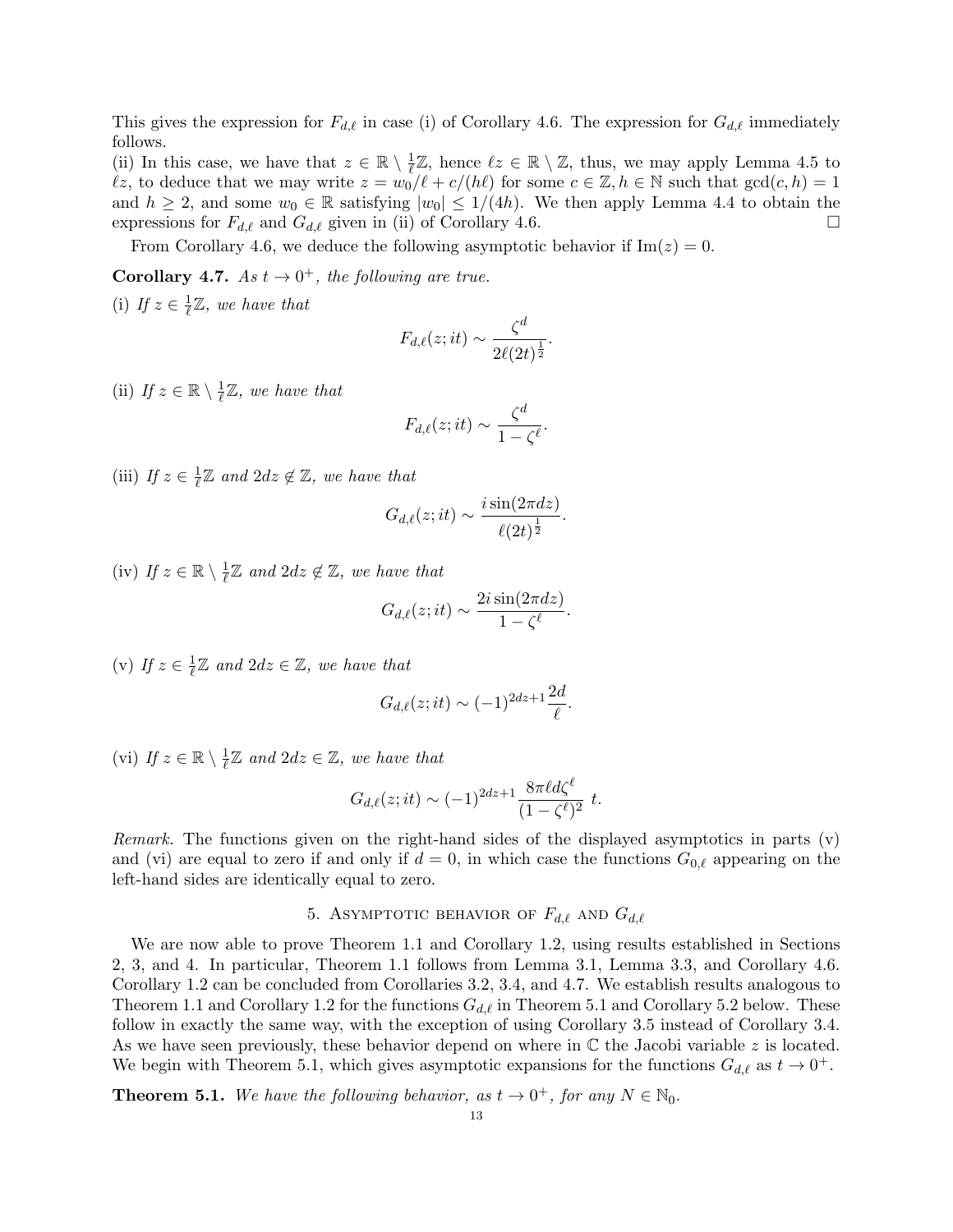This gives the expression for $F_{d,\ell}$ in case (i) of Corollary 4.6. The expression for $G_{d,\ell}$ immediately follows.

(ii) In this case, we have that $z \in \mathbb{R} \setminus \frac{1}{\ell}\mathbb{Z}$, hence $\ell z \in \mathbb{R} \setminus \mathbb{Z}$, thus, we may apply Lemma 4.5 to $\ell z$, to deduce that we may write $z = w_0/\ell + c/(h\ell)$ for some $c \in \mathbb{Z}, h \in \mathbb{N}$ such that $\gcd(c,h) = 1$ and $h \geq 2$, and some $w_0 \in \mathbb{R}$ satisfying $|w_0| \leq 1/(4h)$. We then apply Lemma 4.4 to obtain the expressions for $F_{d,\ell}$ and $G_{d,\ell}$ given in (ii) of Corollary 4.6. $\square$

From Corollary 4.6, we deduce the following asymptotic behavior if $\mathrm{Im}(z) = 0$.

**Corollary 4.7.** *As $t \to 0^+$, the following are true.*

(i) *If $z \in \frac{1}{\ell}\mathbb{Z}$, we have that*

$$F_{d,\ell}(z; it) \sim \frac{\zeta^d}{2\ell(2t)^{\frac{1}{2}}}.$$

(ii) *If $z \in \mathbb{R} \setminus \frac{1}{\ell}\mathbb{Z}$, we have that*

$$F_{d,\ell}(z; it) \sim \frac{\zeta^d}{1 - \zeta^\ell}.$$

(iii) *If $z \in \frac{1}{\ell}\mathbb{Z}$ and $2dz \notin \mathbb{Z}$, we have that*

$$G_{d,\ell}(z; it) \sim \frac{i\sin(2\pi dz)}{\ell(2t)^{\frac{1}{2}}}.$$

(iv) *If $z \in \mathbb{R} \setminus \frac{1}{\ell}\mathbb{Z}$ and $2dz \notin \mathbb{Z}$, we have that*

$$G_{d,\ell}(z; it) \sim \frac{2i\sin(2\pi dz)}{1 - \zeta^\ell}.$$

(v) *If $z \in \frac{1}{\ell}\mathbb{Z}$ and $2dz \in \mathbb{Z}$, we have that*

$$G_{d,\ell}(z; it) \sim (-1)^{2dz+1}\frac{2d}{\ell}.$$

(vi) *If $z \in \mathbb{R} \setminus \frac{1}{\ell}\mathbb{Z}$ and $2dz \in \mathbb{Z}$, we have that*

$$G_{d,\ell}(z; it) \sim (-1)^{2dz+1}\frac{8\pi\ell d\zeta^\ell}{(1 - \zeta^\ell)^2}\ t.$$

*Remark.* The functions given on the right-hand sides of the displayed asymptotics in parts (v) and (vi) are equal to zero if and only if $d = 0$, in which case the functions $G_{0,\ell}$ appearing on the left-hand sides are identically equal to zero.

## 5. Asymptotic behavior of $F_{d,\ell}$ and $G_{d,\ell}$

We are now able to prove Theorem 1.1 and Corollary 1.2, using results established in Sections 2, 3, and 4. In particular, Theorem 1.1 follows from Lemma 3.1, Lemma 3.3, and Corollary 4.6. Corollary 1.2 can be concluded from Corollaries 3.2, 3.4, and 4.7. We establish results analogous to Theorem 1.1 and Corollary 1.2 for the functions $G_{d,\ell}$ in Theorem 5.1 and Corollary 5.2 below. These follow in exactly the same way, with the exception of using Corollary 3.5 instead of Corollary 3.4. As we have seen previously, these behavior depend on where in $\mathbb{C}$ the Jacobi variable $z$ is located. We begin with Theorem 5.1, which gives asymptotic expansions for the functions $G_{d,\ell}$ as $t \to 0^+$.

**Theorem 5.1.** *We have the following behavior, as $t \to 0^+$, for any $N \in \mathbb{N}_0$.*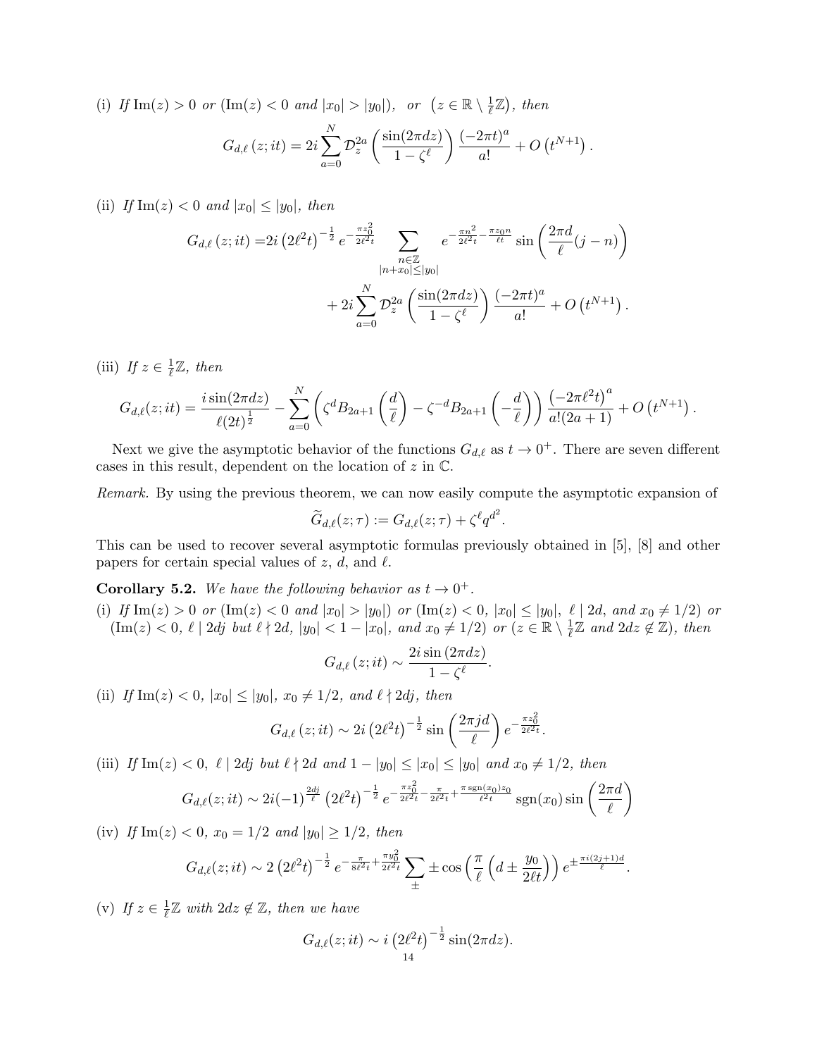(i) *If* $\mathrm{Im}(z) > 0$ *or* ($\mathrm{Im}(z) < 0$ *and* $|x_0| > |y_0|$), *or* $\left(z \in \mathbb{R} \setminus \frac{1}{\ell}\mathbb{Z}\right)$, *then*

$$G_{d,\ell}(z; it) = 2i \sum_{a=0}^{N} \mathcal{D}_z^{2a} \left(\frac{\sin(2\pi dz)}{1-\zeta^\ell}\right) \frac{(-2\pi t)^a}{a!} + O\left(t^{N+1}\right).$$

(ii) *If* $\mathrm{Im}(z) < 0$ *and* $|x_0| \leq |y_0|$, *then*

$$\begin{aligned} G_{d,\ell}(z; it) =& 2i \left(2\ell^2 t\right)^{-\frac{1}{2}} e^{-\frac{\pi z_0^2}{2\ell^2 t}} \sum_{\substack{n \in \mathbb{Z} \\ |n+x_0| \leq |y_0|}} e^{-\frac{\pi n^2}{2\ell^2 t} - \frac{\pi z_0 n}{\ell t}} \sin\left(\frac{2\pi d}{\ell}(j-n)\right) \\ &+ 2i \sum_{a=0}^{N} \mathcal{D}_z^{2a} \left(\frac{\sin(2\pi dz)}{1-\zeta^\ell}\right) \frac{(-2\pi t)^a}{a!} + O\left(t^{N+1}\right). \end{aligned}$$

(iii) *If* $z \in \frac{1}{\ell}\mathbb{Z}$, *then*

$$G_{d,\ell}(z; it) = \frac{i \sin(2\pi dz)}{\ell (2t)^{\frac{1}{2}}} - \sum_{a=0}^{N} \left(\zeta^d B_{2a+1}\left(\frac{d}{\ell}\right) - \zeta^{-d} B_{2a+1}\left(-\frac{d}{\ell}\right)\right) \frac{\left(-2\pi \ell^2 t\right)^a}{a!(2a+1)} + O\left(t^{N+1}\right).$$

Next we give the asymptotic behavior of the functions $G_{d,\ell}$ as $t \to 0^+$. There are seven different cases in this result, dependent on the location of $z$ in $\mathbb{C}$.

*Remark.* By using the previous theorem, we can now easily compute the asymptotic expansion of

$$\widetilde{G}_{d,\ell}(z;\tau) := G_{d,\ell}(z;\tau) + \zeta^\ell q^{d^2}.$$

This can be used to recover several asymptotic formulas previously obtained in [5], [8] and other papers for certain special values of $z$, $d$, and $\ell$.

**Corollary 5.2.** *We have the following behavior as* $t \to 0^+$.

(i) *If* $\mathrm{Im}(z) > 0$ *or* ($\mathrm{Im}(z) < 0$ *and* $|x_0| > |y_0|$) *or* ($\mathrm{Im}(z) < 0$, $|x_0| \leq |y_0|$, $\ell \mid 2d$, *and* $x_0 \neq 1/2$) *or* ($\mathrm{Im}(z) < 0$, $\ell \mid 2dj$ *but* $\ell \nmid 2d$, $|y_0| < 1 - |x_0|$, *and* $x_0 \neq 1/2$) *or* ($z \in \mathbb{R} \setminus \frac{1}{\ell}\mathbb{Z}$ *and* $2dz \notin \mathbb{Z}$), *then*

$$G_{d,\ell}(z; it) \sim \frac{2i \sin(2\pi dz)}{1-\zeta^\ell}.$$

(ii) *If* $\mathrm{Im}(z) < 0$, $|x_0| \leq |y_0|$, $x_0 \neq 1/2$, *and* $\ell \nmid 2dj$, *then*

$$G_{d,\ell}(z; it) \sim 2i \left(2\ell^2 t\right)^{-\frac{1}{2}} \sin\left(\frac{2\pi jd}{\ell}\right) e^{-\frac{\pi z_0^2}{2\ell^2 t}}.$$

(iii) *If* $\mathrm{Im}(z) < 0$, $\ell \mid 2dj$ *but* $\ell \nmid 2d$ *and* $1 - |y_0| \leq |x_0| \leq |y_0|$ *and* $x_0 \neq 1/2$, *then*

$$G_{d,\ell}(z; it) \sim 2i(-1)^{\frac{2dj}{\ell}} \left(2\ell^2 t\right)^{-\frac{1}{2}} e^{-\frac{\pi z_0^2}{2\ell^2 t} - \frac{\pi}{2\ell^2 t} + \frac{\pi \operatorname{sgn}(x_0) z_0}{\ell^2 t}} \operatorname{sgn}(x_0) \sin\left(\frac{2\pi d}{\ell}\right)$$

(iv) *If* $\mathrm{Im}(z) < 0$, $x_0 = 1/2$ *and* $|y_0| \geq 1/2$, *then*

$$G_{d,\ell}(z; it) \sim 2 \left(2\ell^2 t\right)^{-\frac{1}{2}} e^{-\frac{\pi}{8\ell^2 t} + \frac{\pi y_0^2}{2\ell^2 t}} \sum_{\pm} \pm \cos\left(\frac{\pi}{\ell}\left(d \pm \frac{y_0}{2\ell t}\right)\right) e^{\pm \frac{\pi i (2j+1) d}{\ell}}.$$

(v) *If* $z \in \frac{1}{\ell}\mathbb{Z}$ *with* $2dz \notin \mathbb{Z}$, *then we have*

$$G_{d,\ell}(z; it) \sim i \left(2\ell^2 t\right)^{-\frac{1}{2}} \sin(2\pi dz).$$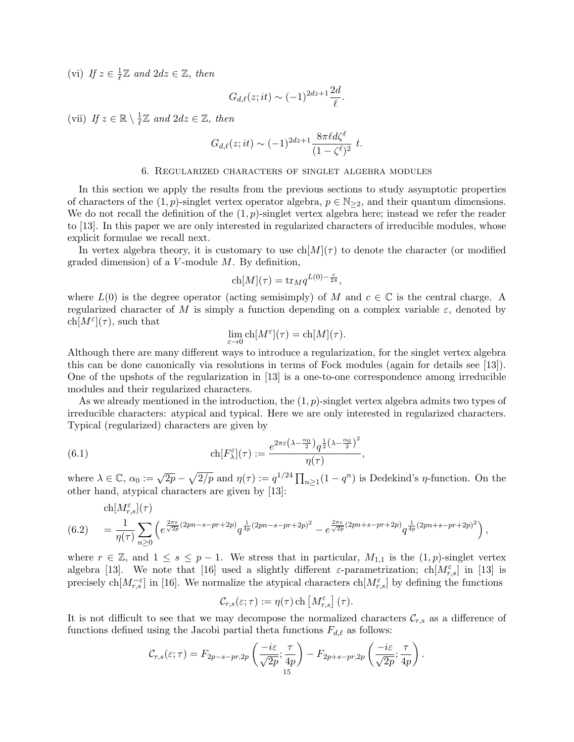(vi) *If* $z \in \frac{1}{\ell}\mathbb{Z}$ *and* $2dz \in \mathbb{Z}$*, then*

$$G_{d,\ell}(z; it) \sim (-1)^{2dz+1} \frac{2d}{\ell}.$$

(vii) *If* $z \in \mathbb{R} \setminus \frac{1}{\ell}\mathbb{Z}$ *and* $2dz \in \mathbb{Z}$*, then*

$$G_{d,\ell}(z; it) \sim (-1)^{2dz+1} \frac{8\pi \ell d \zeta^\ell}{(1-\zeta^\ell)^2}\ t.$$

## 6. Regularized characters of singlet algebra modules

In this section we apply the results from the previous sections to study asymptotic properties of characters of the $(1,p)$-singlet vertex operator algebra, $p \in \mathbb{N}_{\geq 2}$, and their quantum dimensions. We do not recall the definition of the $(1,p)$-singlet vertex algebra here; instead we refer the reader to [13]. In this paper we are only interested in regularized characters of irreducible modules, whose explicit formulae we recall next.

In vertex algebra theory, it is customary to use $\mathrm{ch}[M](\tau)$ to denote the character (or modified graded dimension) of a $V$-module $M$. By definition,

$$\mathrm{ch}[M](\tau) = \mathrm{tr}_M q^{L(0)-\frac{c}{24}},$$

where $L(0)$ is the degree operator (acting semisimply) of $M$ and $c \in \mathbb{C}$ is the central charge. A regularized character of $M$ is simply a function depending on a complex variable $\varepsilon$, denoted by $\mathrm{ch}[M^\varepsilon](\tau)$, such that

$$\lim_{\varepsilon \to 0} \mathrm{ch}[M^\varepsilon](\tau) = \mathrm{ch}[M](\tau).$$

Although there are many different ways to introduce a regularization, for the singlet vertex algebra this can be done canonically via resolutions in terms of Fock modules (again for details see [13]). One of the upshots of the regularization in [13] is a one-to-one correspondence among irreducible modules and their regularized characters.

As we already mentioned in the introduction, the $(1,p)$-singlet vertex algebra admits two types of irreducible characters: atypical and typical. Here we are only interested in regularized characters. Typical (regularized) characters are given by

$$\mathrm{ch}[F_\lambda^\varepsilon](\tau) := \frac{e^{2\pi\varepsilon\left(\lambda - \frac{\alpha_0}{2}\right)} q^{\frac{1}{2}\left(\lambda - \frac{\alpha_0}{2}\right)^2}}{\eta(\tau)}, \tag{6.1}$$

where $\lambda \in \mathbb{C}$, $\alpha_0 := \sqrt{2p} - \sqrt{2/p}$ and $\eta(\tau) := q^{1/24}\prod_{n\geq 1}(1-q^n)$ is Dedekind's $\eta$-function. On the other hand, atypical characters are given by [13]:

$$\begin{aligned} &\mathrm{ch}[M_{r,s}^\varepsilon](\tau) \\ &= \frac{1}{\eta(\tau)} \sum_{n\geq 0} \left( e^{\frac{2\pi\varepsilon}{\sqrt{2p}}(2pn-s-pr+2p)} q^{\frac{1}{4p}(2pn-s-pr+2p)^2} - e^{\frac{2\pi\varepsilon}{\sqrt{2p}}(2pn+s-pr+2p)} q^{\frac{1}{4p}(2pn+s-pr+2p)^2} \right), \end{aligned} \tag{6.2}$$

where $r \in \mathbb{Z}$, and $1 \leq s \leq p-1$. We stress that in particular, $M_{1,1}$ is the $(1,p)$-singlet vertex algebra [13]. We note that [16] used a slightly different $\varepsilon$-parametrization; $\mathrm{ch}[M_{r,s}^\varepsilon]$ in [13] is precisely $\mathrm{ch}[M_{r,s}^{-\varepsilon}]$ in [16]. We normalize the atypical characters $\mathrm{ch}[M_{r,s}^\varepsilon]$ by defining the functions

$$\mathcal{C}_{r,s}(\varepsilon; \tau) := \eta(\tau)\, \mathrm{ch}\left[M_{r,s}^\varepsilon\right](\tau).$$

It is not difficult to see that we may decompose the normalized characters $\mathcal{C}_{r,s}$ as a difference of functions defined using the Jacobi partial theta functions $F_{d,\ell}$ as follows:

$$\mathcal{C}_{r,s}(\varepsilon; \tau) = F_{2p-s-pr,2p}\left(\frac{-i\varepsilon}{\sqrt{2p}}; \frac{\tau}{4p}\right) - F_{2p+s-pr,2p}\left(\frac{-i\varepsilon}{\sqrt{2p}}; \frac{\tau}{4p}\right).$$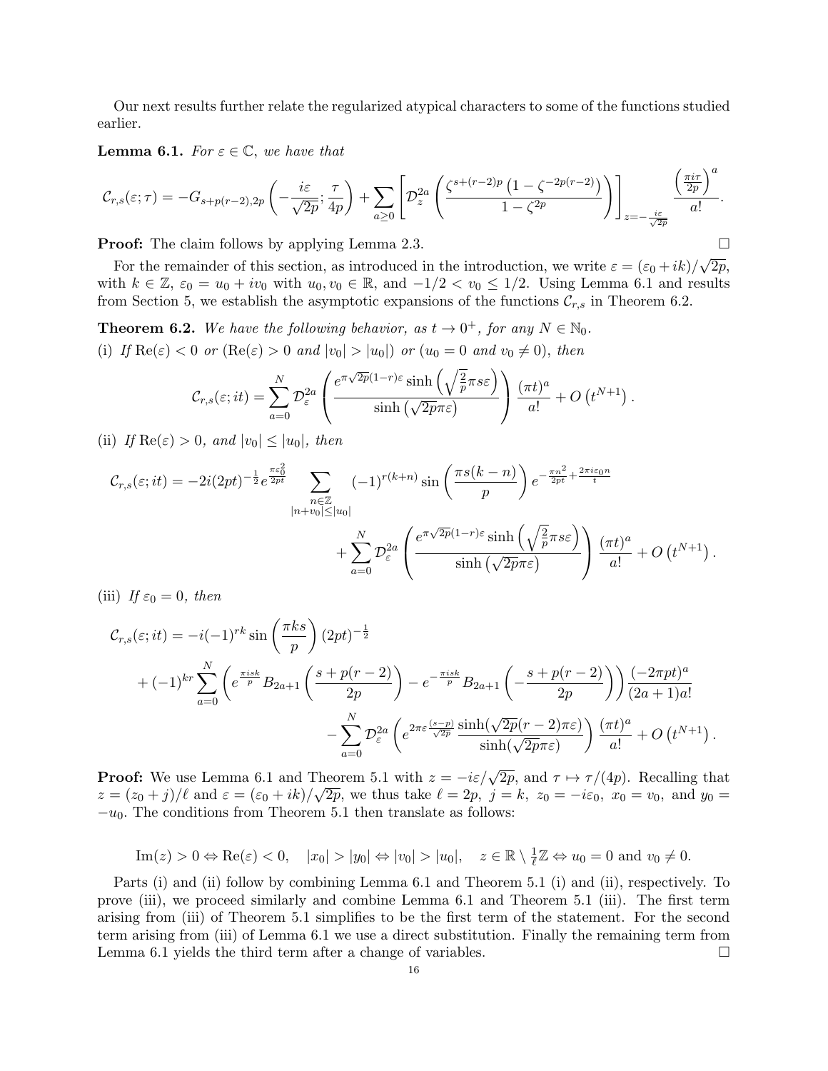Our next results further relate the regularized atypical characters to some of the functions studied earlier.

**Lemma 6.1.** *For $\varepsilon \in \mathbb{C}$, we have that*

$$\mathcal{C}_{r,s}(\varepsilon;\tau) = -G_{s+p(r-2),2p}\left(-\frac{i\varepsilon}{\sqrt{2p}};\frac{\tau}{4p}\right) + \sum_{a\geq 0}\left[\mathcal{D}_z^{2a}\left(\frac{\zeta^{s+(r-2)p}\left(1-\zeta^{-2p(r-2)}\right)}{1-\zeta^{2p}}\right)\right]_{z=-\frac{i\varepsilon}{\sqrt{2p}}}\frac{\left(\frac{\pi i\tau}{2p}\right)^a}{a!}.$$

**Proof:** The claim follows by applying Lemma 2.3. $\square$

For the remainder of this section, as introduced in the introduction, we write $\varepsilon = (\varepsilon_0 + ik)/\sqrt{2p}$, with $k \in \mathbb{Z}$, $\varepsilon_0 = u_0 + iv_0$ with $u_0, v_0 \in \mathbb{R}$, and $-1/2 < v_0 \leq 1/2$. Using Lemma 6.1 and results from Section 5, we establish the asymptotic expansions of the functions $\mathcal{C}_{r,s}$ in Theorem 6.2.

**Theorem 6.2.** *We have the following behavior, as $t \to 0^+$, for any $N \in \mathbb{N}_0$.*

(i) *If $\mathrm{Re}(\varepsilon) < 0$ or ($\mathrm{Re}(\varepsilon) > 0$ and $|v_0| > |u_0|$) or ($u_0 = 0$ and $v_0 \neq 0$), then*

$$\mathcal{C}_{r,s}(\varepsilon;it) = \sum_{a=0}^{N}\mathcal{D}_\varepsilon^{2a}\left(\frac{e^{\pi\sqrt{2p}(1-r)\varepsilon}\sinh\left(\sqrt{\frac{2}{p}}\pi s\varepsilon\right)}{\sinh\left(\sqrt{2p}\pi\varepsilon\right)}\right)\frac{(\pi t)^a}{a!} + O\left(t^{N+1}\right).$$

(ii) *If $\mathrm{Re}(\varepsilon) > 0$, and $|v_0| \leq |u_0|$, then*

$$\mathcal{C}_{r,s}(\varepsilon;it) = -2i(2pt)^{-\frac{1}{2}}e^{\frac{\pi\varepsilon_0^2}{2pt}}\sum_{\substack{n\in\mathbb{Z}\\|n+v_0|\leq|u_0|}}(-1)^{r(k+n)}\sin\left(\frac{\pi s(k-n)}{p}\right)e^{-\frac{\pi n^2}{2pt}+\frac{2\pi i\varepsilon_0 n}{t}}$$
$$+\sum_{a=0}^{N}\mathcal{D}_\varepsilon^{2a}\left(\frac{e^{\pi\sqrt{2p}(1-r)\varepsilon}\sinh\left(\sqrt{\frac{2}{p}}\pi s\varepsilon\right)}{\sinh\left(\sqrt{2p}\pi\varepsilon\right)}\right)\frac{(\pi t)^a}{a!} + O\left(t^{N+1}\right).$$

(iii) *If $\varepsilon_0 = 0$, then*

$$\mathcal{C}_{r,s}(\varepsilon;it) = -i(-1)^{rk}\sin\left(\frac{\pi ks}{p}\right)(2pt)^{-\frac{1}{2}}$$
$$+(-1)^{kr}\sum_{a=0}^{N}\left(e^{\frac{\pi isk}{p}}B_{2a+1}\left(\frac{s+p(r-2)}{2p}\right) - e^{-\frac{\pi isk}{p}}B_{2a+1}\left(-\frac{s+p(r-2)}{2p}\right)\right)\frac{(-2\pi pt)^a}{(2a+1)a!}$$
$$-\sum_{a=0}^{N}\mathcal{D}_\varepsilon^{2a}\left(e^{2\pi\varepsilon\frac{(s-p)}{\sqrt{2p}}}\frac{\sinh(\sqrt{2p}(r-2)\pi\varepsilon)}{\sinh(\sqrt{2p}\pi\varepsilon)}\right)\frac{(\pi t)^a}{a!} + O\left(t^{N+1}\right).$$

**Proof:** We use Lemma 6.1 and Theorem 5.1 with $z = -i\varepsilon/\sqrt{2p}$, and $\tau \mapsto \tau/(4p)$. Recalling that $z = (z_0 + j)/\ell$ and $\varepsilon = (\varepsilon_0 + ik)/\sqrt{2p}$, we thus take $\ell = 2p$, $j = k$, $z_0 = -i\varepsilon_0$, $x_0 = v_0$, and $y_0 = -u_0$. The conditions from Theorem 5.1 then translate as follows:

$$\mathrm{Im}(z) > 0 \Leftrightarrow \mathrm{Re}(\varepsilon) < 0, \quad |x_0| > |y_0| \Leftrightarrow |v_0| > |u_0|, \quad z \in \mathbb{R}\setminus\tfrac{1}{\ell}\mathbb{Z} \Leftrightarrow u_0 = 0 \text{ and } v_0 \neq 0.$$

Parts (i) and (ii) follow by combining Lemma 6.1 and Theorem 5.1 (i) and (ii), respectively. To prove (iii), we proceed similarly and combine Lemma 6.1 and Theorem 5.1 (iii). The first term arising from (iii) of Theorem 5.1 simplifies to be the first term of the statement. For the second term arising from (iii) of Lemma 6.1 we use a direct substitution. Finally the remaining term from Lemma 6.1 yields the third term after a change of variables. $\square$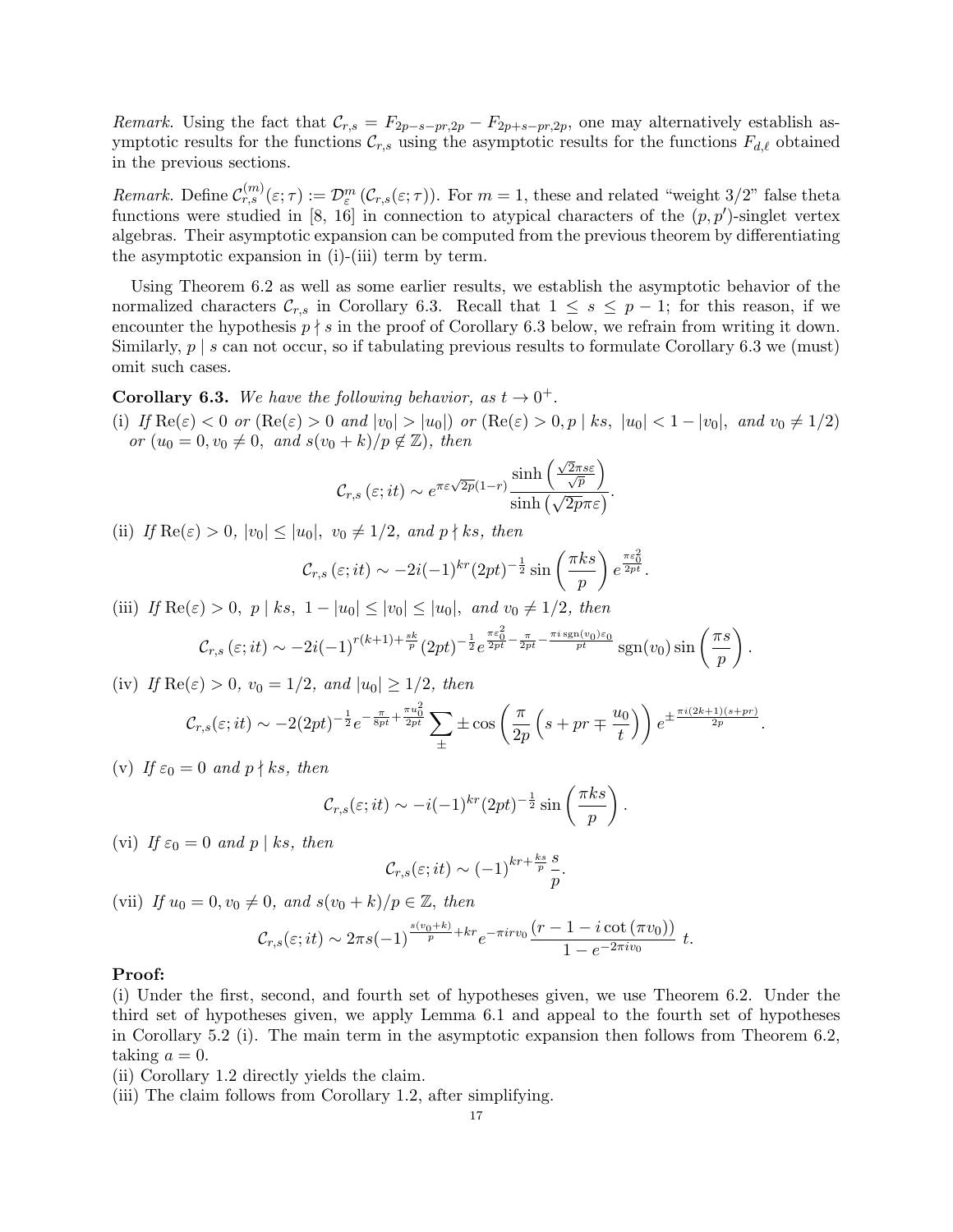*Remark.* Using the fact that $\mathcal{C}_{r,s} = F_{2p-s-pr,2p} - F_{2p+s-pr,2p}$, one may alternatively establish asymptotic results for the functions $\mathcal{C}_{r,s}$ using the asymptotic results for the functions $F_{d,\ell}$ obtained in the previous sections.

*Remark.* Define $\mathcal{C}_{r,s}^{(m)}(\varepsilon;\tau) := \mathcal{D}_\varepsilon^m\left(\mathcal{C}_{r,s}(\varepsilon;\tau)\right)$. For $m=1$, these and related "weight 3/2" false theta functions were studied in [8, 16] in connection to atypical characters of the $(p,p')$-singlet vertex algebras. Their asymptotic expansion can be computed from the previous theorem by differentiating the asymptotic expansion in (i)-(iii) term by term.

Using Theorem 6.2 as well as some earlier results, we establish the asymptotic behavior of the normalized characters $\mathcal{C}_{r,s}$ in Corollary 6.3. Recall that $1 \leq s \leq p-1$; for this reason, if we encounter the hypothesis $p \nmid s$ in the proof of Corollary 6.3 below, we refrain from writing it down. Similarly, $p \mid s$ can not occur, so if tabulating previous results to formulate Corollary 6.3 we (must) omit such cases.

**Corollary 6.3.** *We have the following behavior, as $t \to 0^+$.*

(i) *If $\mathrm{Re}(\varepsilon) < 0$ or ($\mathrm{Re}(\varepsilon) > 0$ and $|v_0| > |u_0|$) or ($\mathrm{Re}(\varepsilon) > 0, p \mid ks,\ |u_0| < 1 - |v_0|,$ and $v_0 \neq 1/2$) or ($u_0 = 0, v_0 \neq 0,$ and $s(v_0+k)/p \notin \mathbb{Z}$), then*

$$\mathcal{C}_{r,s}\left(\varepsilon; it\right) \sim e^{\pi\varepsilon\sqrt{2p}(1-r)} \frac{\sinh\left(\frac{\sqrt{2}\pi s\varepsilon}{\sqrt{p}}\right)}{\sinh\left(\sqrt{2p}\pi\varepsilon\right)}.$$

(ii) *If $\mathrm{Re}(\varepsilon) > 0$, $|v_0| \leq |u_0|$, $v_0 \neq 1/2$, and $p \nmid ks$, then*

$$\mathcal{C}_{r,s}\left(\varepsilon; it\right) \sim -2i(-1)^{kr}(2pt)^{-\frac{1}{2}} \sin\left(\frac{\pi ks}{p}\right) e^{\frac{\pi\varepsilon_0^2}{2pt}}.$$

(iii) *If $\mathrm{Re}(\varepsilon) > 0$, $p \mid ks$, $1 - |u_0| \leq |v_0| \leq |u_0|$, and $v_0 \neq 1/2$, then*

$$\mathcal{C}_{r,s}\left(\varepsilon; it\right) \sim -2i(-1)^{r(k+1)+\frac{sk}{p}}(2pt)^{-\frac{1}{2}} e^{\frac{\pi\varepsilon_0^2}{2pt} - \frac{\pi}{2pt} - \frac{\pi i \,\mathrm{sgn}(v_0)\varepsilon_0}{pt}} \mathrm{sgn}(v_0) \sin\left(\frac{\pi s}{p}\right).$$

(iv) *If $\mathrm{Re}(\varepsilon) > 0$, $v_0 = 1/2$, and $|u_0| \geq 1/2$, then*

$$\mathcal{C}_{r,s}(\varepsilon; it) \sim -2(2pt)^{-\frac{1}{2}} e^{-\frac{\pi}{8pt} + \frac{\pi u_0^2}{2pt}} \sum_{\pm} \pm \cos\left(\frac{\pi}{2p}\left(s + pr \mp \frac{u_0}{t}\right)\right) e^{\pm\frac{\pi i(2k+1)(s+pr)}{2p}}.$$

(v) *If $\varepsilon_0 = 0$ and $p \nmid ks$, then*

$$\mathcal{C}_{r,s}(\varepsilon; it) \sim -i(-1)^{kr}(2pt)^{-\frac{1}{2}} \sin\left(\frac{\pi ks}{p}\right).$$

(vi) *If $\varepsilon_0 = 0$ and $p \mid ks$, then*

$$\mathcal{C}_{r,s}(\varepsilon; it) \sim (-1)^{kr + \frac{ks}{p}} \frac{s}{p}.$$

(vii) *If $u_0 = 0, v_0 \neq 0,$ and $s(v_0+k)/p \in \mathbb{Z}$, then*

$$\mathcal{C}_{r,s}(\varepsilon; it) \sim 2\pi s(-1)^{\frac{s(v_0+k)}{p}+kr} e^{-\pi i r v_0} \frac{\left(r - 1 - i\cot\left(\pi v_0\right)\right)}{1 - e^{-2\pi i v_0}}\ t.$$

**Proof:**
(i) Under the first, second, and fourth set of hypotheses given, we use Theorem 6.2. Under the third set of hypotheses given, we apply Lemma 6.1 and appeal to the fourth set of hypotheses in Corollary 5.2 (i). The main term in the asymptotic expansion then follows from Theorem 6.2, taking $a = 0$.
(ii) Corollary 1.2 directly yields the claim.
(iii) The claim follows from Corollary 1.2, after simplifying.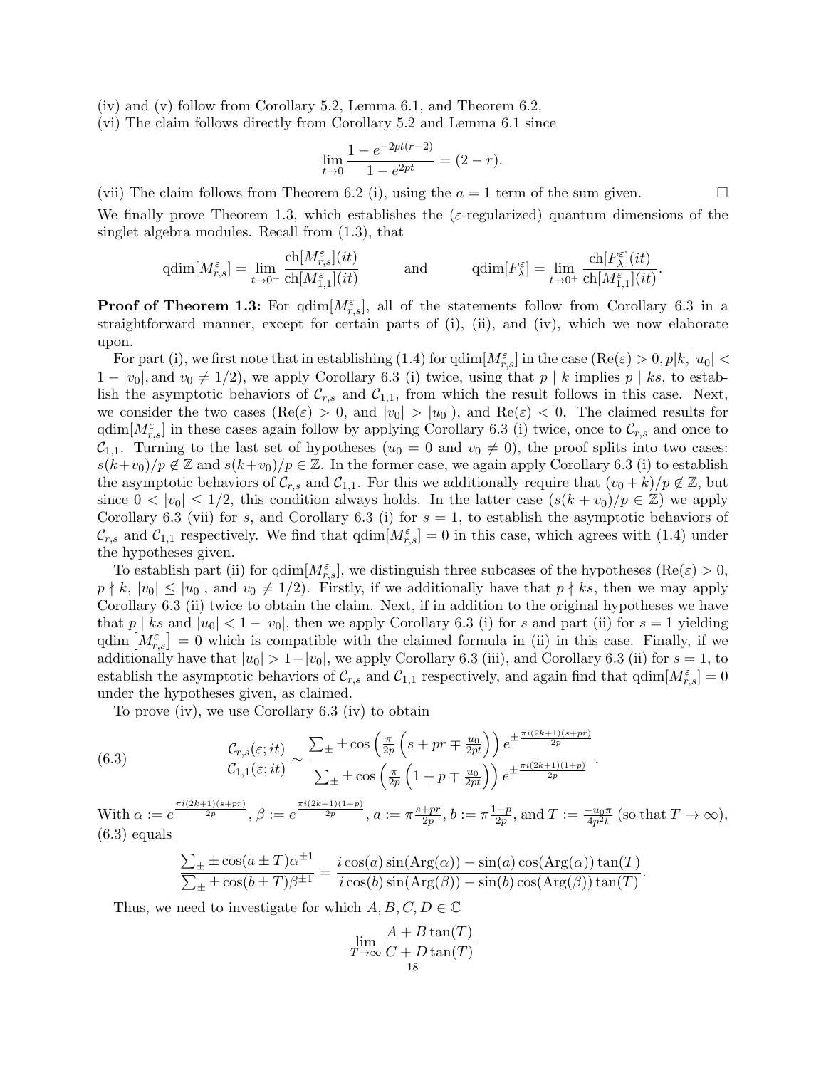(iv) and (v) follow from Corollary 5.2, Lemma 6.1, and Theorem 6.2.

(vi) The claim follows directly from Corollary 5.2 and Lemma 6.1 since

$$\lim_{t\to 0} \frac{1-e^{-2pt(r-2)}}{1-e^{2pt}} = (2-r).$$

(vii) The claim follows from Theorem 6.2 (i), using the $a=1$ term of the sum given. □

We finally prove Theorem 1.3, which establishes the ($\varepsilon$-regularized) quantum dimensions of the singlet algebra modules. Recall from (1.3), that

$$\operatorname{qdim}[M_{r,s}^{\varepsilon}] = \lim_{t\to 0^+} \frac{\operatorname{ch}[M_{r,s}^{\varepsilon}](it)}{\operatorname{ch}[M_{1,1}^{\varepsilon}](it)} \qquad \text{and} \qquad \operatorname{qdim}[F_{\lambda}^{\varepsilon}] = \lim_{t\to 0^+} \frac{\operatorname{ch}[F_{\lambda}^{\varepsilon}](it)}{\operatorname{ch}[M_{1,1}^{\varepsilon}](it)}.$$

**Proof of Theorem 1.3:** For $\operatorname{qdim}[M_{r,s}^{\varepsilon}]$, all of the statements follow from Corollary 6.3 in a straightforward manner, except for certain parts of (i), (ii), and (iv), which we now elaborate upon.

For part (i), we first note that in establishing (1.4) for $\operatorname{qdim}[M_{r,s}^{\varepsilon}]$ in the case ($\mathrm{Re}(\varepsilon)>0, p|k, |u_0| < 1-|v_0|$, and $v_0 \neq 1/2$), we apply Corollary 6.3 (i) twice, using that $p \mid k$ implies $p \mid ks$, to establish the asymptotic behaviors of $\mathcal{C}_{r,s}$ and $\mathcal{C}_{1,1}$, from which the result follows in this case. Next, we consider the two cases ($\mathrm{Re}(\varepsilon)>0$, and $|v_0|>|u_0|$), and $\mathrm{Re}(\varepsilon)<0$. The claimed results for $\operatorname{qdim}[M_{r,s}^{\varepsilon}]$ in these cases again follow by applying Corollary 6.3 (i) twice, once to $\mathcal{C}_{r,s}$ and once to $\mathcal{C}_{1,1}$. Turning to the last set of hypotheses ($u_0=0$ and $v_0\neq 0$), the proof splits into two cases: $s(k+v_0)/p \notin \mathbb{Z}$ and $s(k+v_0)/p \in \mathbb{Z}$. In the former case, we again apply Corollary 6.3 (i) to establish the asymptotic behaviors of $\mathcal{C}_{r,s}$ and $\mathcal{C}_{1,1}$. For this we additionally require that $(v_0+k)/p \notin \mathbb{Z}$, but since $0<|v_0|\leq 1/2$, this condition always holds. In the latter case ($s(k+v_0)/p\in\mathbb{Z}$) we apply Corollary 6.3 (vii) for $s$, and Corollary 6.3 (i) for $s=1$, to establish the asymptotic behaviors of $\mathcal{C}_{r,s}$ and $\mathcal{C}_{1,1}$ respectively. We find that $\operatorname{qdim}[M_{r,s}^{\varepsilon}]=0$ in this case, which agrees with (1.4) under the hypotheses given.

To establish part (ii) for $\operatorname{qdim}[M_{r,s}^{\varepsilon}]$, we distinguish three subcases of the hypotheses ($\mathrm{Re}(\varepsilon)>0$, $p\nmid k$, $|v_0|\leq|u_0|$, and $v_0\neq 1/2$). Firstly, if we additionally have that $p\nmid ks$, then we may apply Corollary 6.3 (ii) twice to obtain the claim. Next, if in addition to the original hypotheses we have that $p\mid ks$ and $|u_0|<1-|v_0|$, then we apply Corollary 6.3 (i) for $s$ and part (ii) for $s=1$ yielding $\operatorname{qdim}\left[M_{r,s}^{\varepsilon}\right]=0$ which is compatible with the claimed formula in (ii) in this case. Finally, if we additionally have that $|u_0|>1-|v_0|$, we apply Corollary 6.3 (iii), and Corollary 6.3 (ii) for $s=1$, to establish the asymptotic behaviors of $\mathcal{C}_{r,s}$ and $\mathcal{C}_{1,1}$ respectively, and again find that $\operatorname{qdim}[M_{r,s}^{\varepsilon}]=0$ under the hypotheses given, as claimed.

To prove (iv), we use Corollary 6.3 (iv) to obtain

$$\frac{\mathcal{C}_{r,s}(\varepsilon;it)}{\mathcal{C}_{1,1}(\varepsilon;it)} \sim \frac{\sum_{\pm} \pm\cos\left(\frac{\pi}{2p}\left(s+pr\mp\frac{u_0}{2pt}\right)\right)e^{\pm\frac{\pi i(2k+1)(s+pr)}{2p}}}{\sum_{\pm} \pm\cos\left(\frac{\pi}{2p}\left(1+p\mp\frac{u_0}{2pt}\right)\right)e^{\pm\frac{\pi i(2k+1)(1+p)}{2p}}}. \tag{6.3}$$

With $\alpha := e^{\frac{\pi i(2k+1)(s+pr)}{2p}}$, $\beta := e^{\frac{\pi i(2k+1)(1+p)}{2p}}$, $a:=\pi\frac{s+pr}{2p}$, $b:=\pi\frac{1+p}{2p}$, and $T:=\frac{-u_0\pi}{4p^2t}$ (so that $T\to\infty$), (6.3) equals

$$\frac{\sum_{\pm}\pm\cos(a\pm T)\alpha^{\pm 1}}{\sum_{\pm}\pm\cos(b\pm T)\beta^{\pm 1}} = \frac{i\cos(a)\sin(\operatorname{Arg}(\alpha))-\sin(a)\cos(\operatorname{Arg}(\alpha))\tan(T)}{i\cos(b)\sin(\operatorname{Arg}(\beta))-\sin(b)\cos(\operatorname{Arg}(\beta))\tan(T)}.$$

Thus, we need to investigate for which $A,B,C,D\in\mathbb{C}$

$$\lim_{T\to\infty}\frac{A+B\tan(T)}{C+D\tan(T)}$$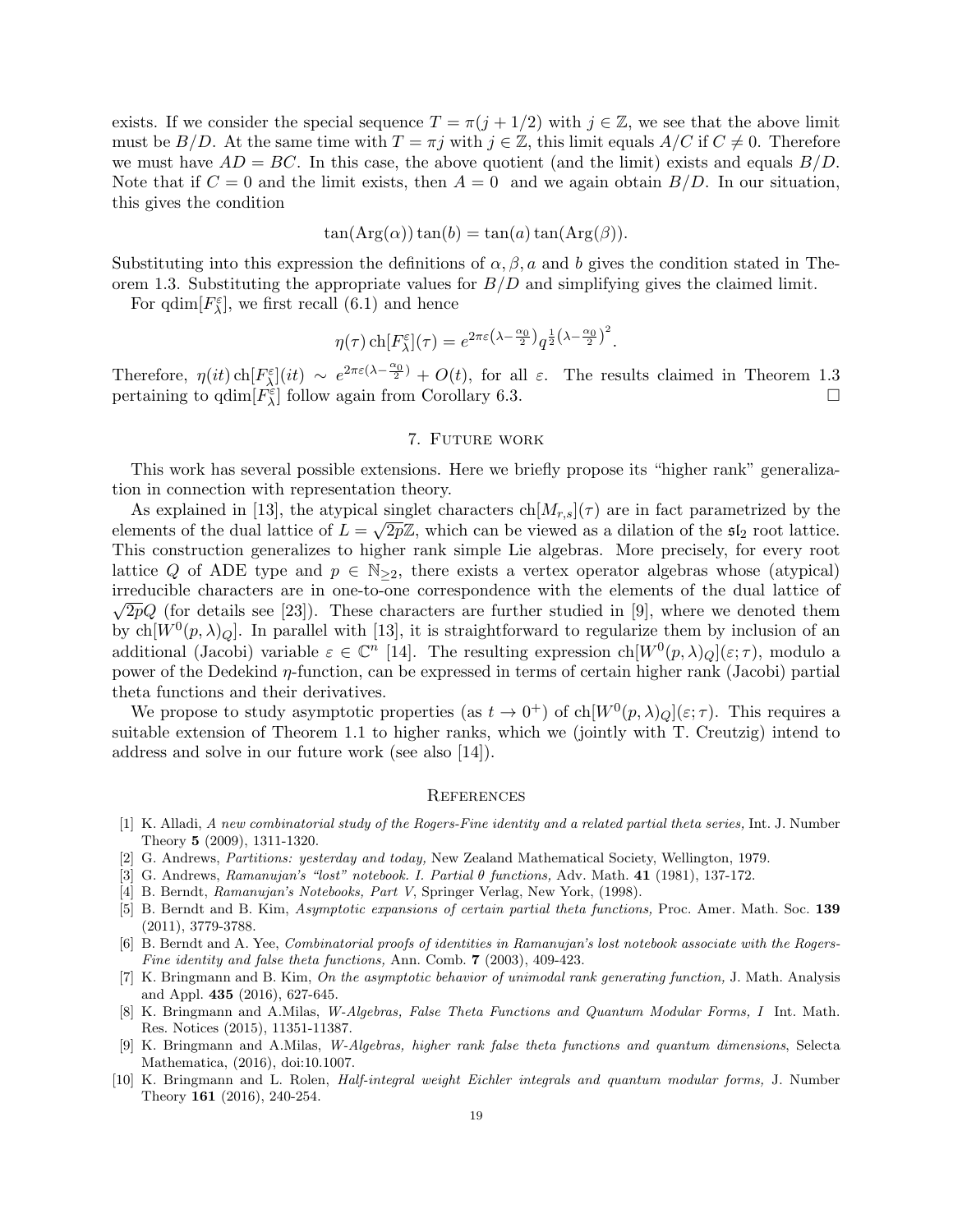exists. If we consider the special sequence $T = \pi(j + 1/2)$ with $j \in \mathbb{Z}$, we see that the above limit must be $B/D$. At the same time with $T = \pi j$ with $j \in \mathbb{Z}$, this limit equals $A/C$ if $C \neq 0$. Therefore we must have $AD = BC$. In this case, the above quotient (and the limit) exists and equals $B/D$. Note that if $C = 0$ and the limit exists, then $A = 0$ and we again obtain $B/D$. In our situation, this gives the condition

$$\tan(\mathrm{Arg}(\alpha)) \tan(b) = \tan(a) \tan(\mathrm{Arg}(\beta)).$$

Substituting into this expression the definitions of $\alpha, \beta, a$ and $b$ gives the condition stated in Theorem 1.3. Substituting the appropriate values for $B/D$ and simplifying gives the claimed limit.

For $\mathrm{qdim}[F_\lambda^\varepsilon]$, we first recall (6.1) and hence

$$\eta(\tau)\,\mathrm{ch}[F_\lambda^\varepsilon](\tau) = e^{2\pi\varepsilon\left(\lambda - \frac{\alpha_0}{2}\right)} q^{\frac{1}{2}\left(\lambda - \frac{\alpha_0}{2}\right)^2}.$$

Therefore, $\eta(it)\,\mathrm{ch}[F_\lambda^\varepsilon](it) \sim e^{2\pi\varepsilon(\lambda - \frac{\alpha_0}{2})} + O(t)$, for all $\varepsilon$. The results claimed in Theorem 1.3 pertaining to $\mathrm{qdim}[F_\lambda^\varepsilon]$ follow again from Corollary 6.3. $\square$

## 7. Future work

This work has several possible extensions. Here we briefly propose its "higher rank" generalization in connection with representation theory.

As explained in [13], the atypical singlet characters $\mathrm{ch}[M_{r,s}](\tau)$ are in fact parametrized by the elements of the dual lattice of $L = \sqrt{2p}\mathbb{Z}$, which can be viewed as a dilation of the $\mathfrak{sl}_2$ root lattice. This construction generalizes to higher rank simple Lie algebras. More precisely, for every root lattice $Q$ of ADE type and $p \in \mathbb{N}_{\geq 2}$, there exists a vertex operator algebras whose (atypical) irreducible characters are in one-to-one correspondence with the elements of the dual lattice of $\sqrt{2p}Q$ (for details see [23]). These characters are further studied in [9], where we denoted them by $\mathrm{ch}[W^0(p,\lambda)_Q]$. In parallel with [13], it is straightforward to regularize them by inclusion of an additional (Jacobi) variable $\varepsilon \in \mathbb{C}^n$ [14]. The resulting expression $\mathrm{ch}[W^0(p,\lambda)_Q](\varepsilon;\tau)$, modulo a power of the Dedekind $\eta$-function, can be expressed in terms of certain higher rank (Jacobi) partial theta functions and their derivatives.

We propose to study asymptotic properties (as $t \to 0^+$) of $\mathrm{ch}[W^0(p,\lambda)_Q](\varepsilon;\tau)$. This requires a suitable extension of Theorem 1.1 to higher ranks, which we (jointly with T. Creutzig) intend to address and solve in our future work (see also [14]).

## References

[1] K. Alladi, *A new combinatorial study of the Rogers-Fine identity and a related partial theta series,* Int. J. Number Theory **5** (2009), 1311-1320.

[2] G. Andrews, *Partitions: yesterday and today,* New Zealand Mathematical Society, Wellington, 1979.

[3] G. Andrews, *Ramanujan's "lost" notebook. I. Partial θ functions,* Adv. Math. **41** (1981), 137-172.

[4] B. Berndt, *Ramanujan's Notebooks, Part V*, Springer Verlag, New York, (1998).

[5] B. Berndt and B. Kim, *Asymptotic expansions of certain partial theta functions,* Proc. Amer. Math. Soc. **139** (2011), 3779-3788.

[6] B. Berndt and A. Yee, *Combinatorial proofs of identities in Ramanujan's lost notebook associate with the Rogers-Fine identity and false theta functions,* Ann. Comb. **7** (2003), 409-423.

[7] K. Bringmann and B. Kim, *On the asymptotic behavior of unimodal rank generating function,* J. Math. Analysis and Appl. **435** (2016), 627-645.

[8] K. Bringmann and A.Milas, *W-Algebras, False Theta Functions and Quantum Modular Forms, I* Int. Math. Res. Notices (2015), 11351-11387.

[9] K. Bringmann and A.Milas, *W-Algebras, higher rank false theta functions and quantum dimensions*, Selecta Mathematica, (2016), doi:10.1007.

[10] K. Bringmann and L. Rolen, *Half-integral weight Eichler integrals and quantum modular forms,* J. Number Theory **161** (2016), 240-254.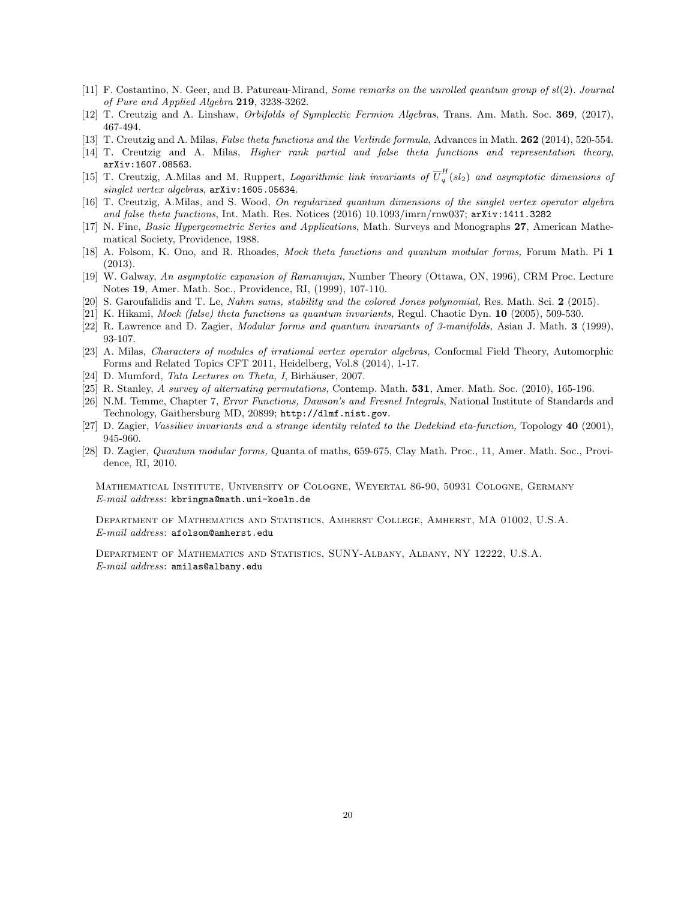[11] F. Costantino, N. Geer, and B. Patureau-Mirand, *Some remarks on the unrolled quantum group of sl(2). Journal of Pure and Applied Algebra* **219**, 3238-3262.

[12] T. Creutzig and A. Linshaw, *Orbifolds of Symplectic Fermion Algebras*, Trans. Am. Math. Soc. **369**, (2017), 467-494.

[13] T. Creutzig and A. Milas, *False theta functions and the Verlinde formula*, Advances in Math. **262** (2014), 520-554.

[14] T. Creutzig and A. Milas, *Higher rank partial and false theta functions and representation theory*, arXiv:1607.08563.

[15] T. Creutzig, A.Milas and M. Ruppert, *Logarithmic link invariants of $\overline{U}_q^H(sl_2)$ and asymptotic dimensions of singlet vertex algebras*, arXiv:1605.05634.

[16] T. Creutzig, A.Milas, and S. Wood, *On regularized quantum dimensions of the singlet vertex operator algebra and false theta functions*, Int. Math. Res. Notices (2016) 10.1093/imrn/rnw037; arXiv:1411.3282

[17] N. Fine, *Basic Hypergeometric Series and Applications,* Math. Surveys and Monographs **27**, American Mathematical Society, Providence, 1988.

[18] A. Folsom, K. Ono, and R. Rhoades, *Mock theta functions and quantum modular forms,* Forum Math. Pi **1** (2013).

[19] W. Galway, *An asymptotic expansion of Ramanujan,* Number Theory (Ottawa, ON, 1996), CRM Proc. Lecture Notes **19**, Amer. Math. Soc., Providence, RI, (1999), 107-110.

[20] S. Garoufalidis and T. Le, *Nahm sums, stability and the colored Jones polynomial,* Res. Math. Sci. **2** (2015).

[21] K. Hikami, *Mock (false) theta functions as quantum invariants,* Regul. Chaotic Dyn. **10** (2005), 509-530.

[22] R. Lawrence and D. Zagier, *Modular forms and quantum invariants of 3-manifolds,* Asian J. Math. **3** (1999), 93-107.

[23] A. Milas, *Characters of modules of irrational vertex operator algebras*, Conformal Field Theory, Automorphic Forms and Related Topics CFT 2011, Heidelberg, Vol.8 (2014), 1-17.

[24] D. Mumford, *Tata Lectures on Theta, I*, Birhäuser, 2007.

[25] R. Stanley, *A survey of alternating permutations,* Contemp. Math. **531**, Amer. Math. Soc. (2010), 165-196.

[26] N.M. Temme, Chapter 7, *Error Functions, Dawson's and Fresnel Integrals*, National Institute of Standards and Technology, Gaithersburg MD, 20899; http://dlmf.nist.gov.

[27] D. Zagier, *Vassiliev invariants and a strange identity related to the Dedekind eta-function,* Topology **40** (2001), 945-960.

[28] D. Zagier, *Quantum modular forms,* Quanta of maths, 659-675, Clay Math. Proc., 11, Amer. Math. Soc., Providence, RI, 2010.

Mathematical Institute, University of Cologne, Weyertal 86-90, 50931 Cologne, Germany
*E-mail address*: kbringma@math.uni-koeln.de

Department of Mathematics and Statistics, Amherst College, Amherst, MA 01002, U.S.A.
*E-mail address*: afolsom@amherst.edu

Department of Mathematics and Statistics, SUNY-Albany, Albany, NY 12222, U.S.A.
*E-mail address*: amilas@albany.edu